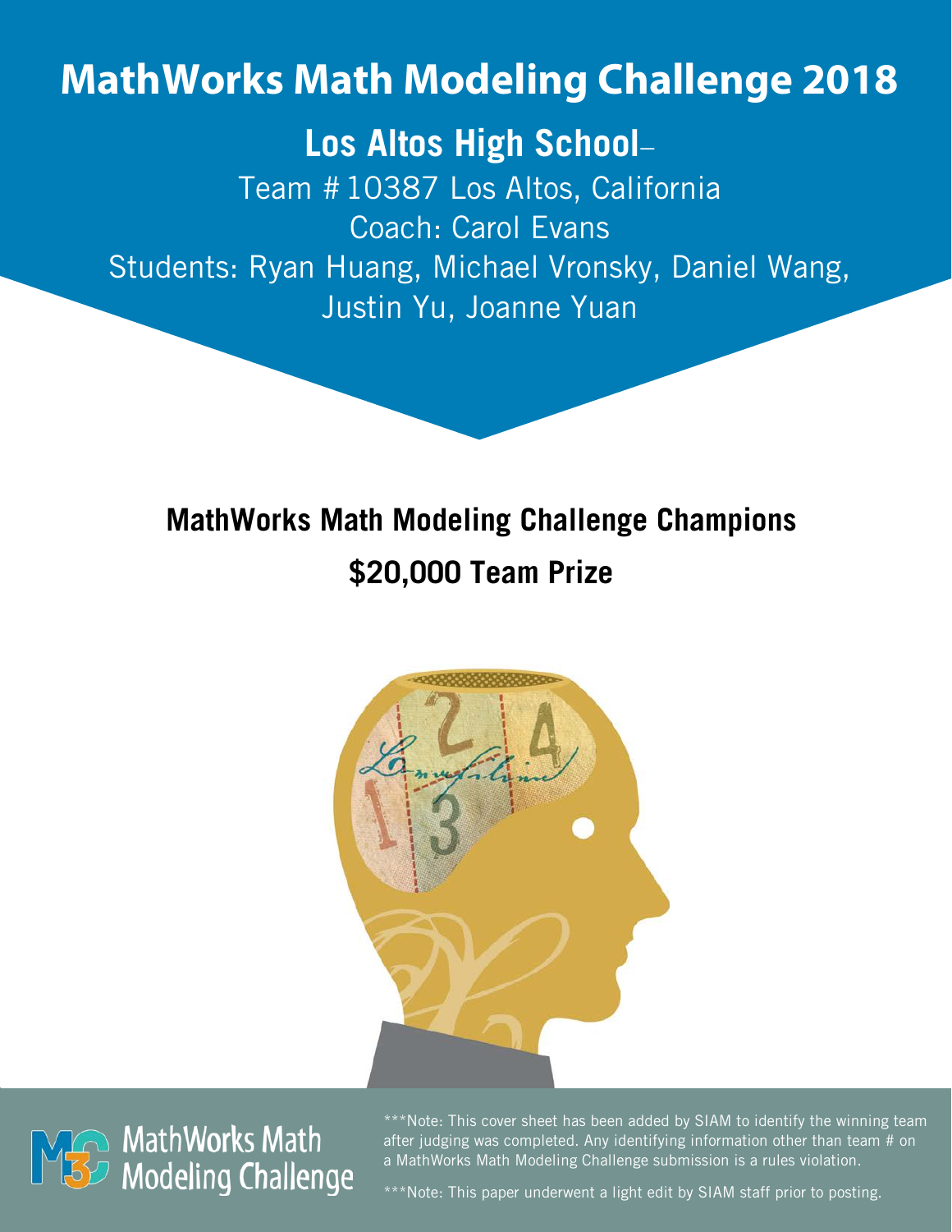# MathWorks Math Modeling Challenge 2018

## Los Altos High School–

Team # 10387 Los Altos, California

Coach: Carol Evans

Students: Ryan Huang, Michael Vronsky, Daniel Wang, Justin Yu, Joanne Yuan

## MathWorks Math Modeling Challenge Champions

## $20,000 Team Prize

MathWorks Math Modeling Challenge

***Note: This cover sheet has been added by SIAM to identify the winning team after judging was completed. Any identifying information other than team # on a MathWorks Math Modeling Challenge submission is a rules violation.

***Note: This paper underwent a light edit by SIAM staff prior to posting.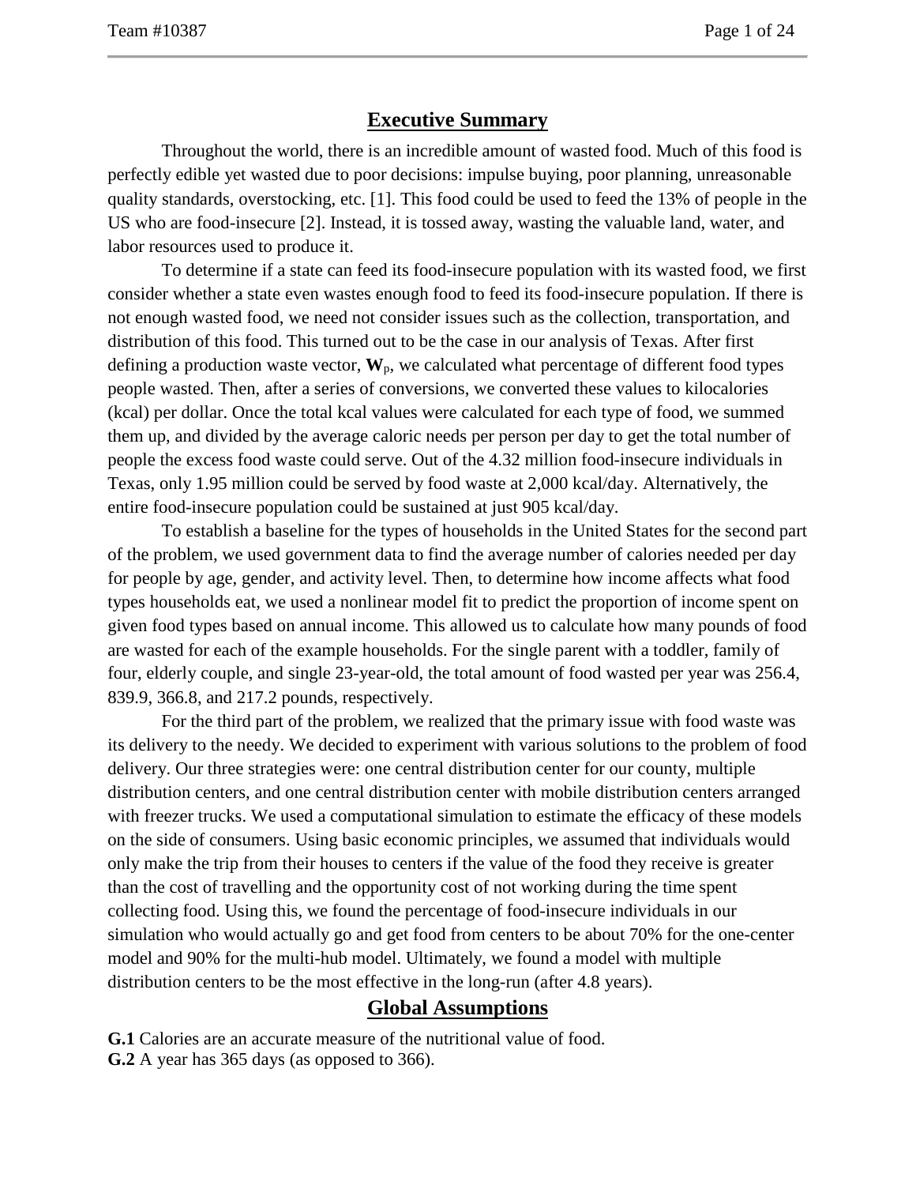## Executive Summary

Throughout the world, there is an incredible amount of wasted food. Much of this food is perfectly edible yet wasted due to poor decisions: impulse buying, poor planning, unreasonable quality standards, overstocking, etc. [1]. This food could be used to feed the 13% of people in the US who are food-insecure [2]. Instead, it is tossed away, wasting the valuable land, water, and labor resources used to produce it.

To determine if a state can feed its food-insecure population with its wasted food, we first consider whether a state even wastes enough food to feed its food-insecure population. If there is not enough wasted food, we need not consider issues such as the collection, transportation, and distribution of this food. This turned out to be the case in our analysis of Texas. After first defining a production waste vector, $\mathbf{W}_p$, we calculated what percentage of different food types people wasted. Then, after a series of conversions, we converted these values to kilocalories (kcal) per dollar. Once the total kcal values were calculated for each type of food, we summed them up, and divided by the average caloric needs per person per day to get the total number of people the excess food waste could serve. Out of the 4.32 million food-insecure individuals in Texas, only 1.95 million could be served by food waste at 2,000 kcal/day. Alternatively, the entire food-insecure population could be sustained at just 905 kcal/day.

To establish a baseline for the types of households in the United States for the second part of the problem, we used government data to find the average number of calories needed per day for people by age, gender, and activity level. Then, to determine how income affects what food types households eat, we used a nonlinear model fit to predict the proportion of income spent on given food types based on annual income. This allowed us to calculate how many pounds of food are wasted for each of the example households. For the single parent with a toddler, family of four, elderly couple, and single 23-year-old, the total amount of food wasted per year was 256.4, 839.9, 366.8, and 217.2 pounds, respectively.

For the third part of the problem, we realized that the primary issue with food waste was its delivery to the needy. We decided to experiment with various solutions to the problem of food delivery. Our three strategies were: one central distribution center for our county, multiple distribution centers, and one central distribution center with mobile distribution centers arranged with freezer trucks. We used a computational simulation to estimate the efficacy of these models on the side of consumers. Using basic economic principles, we assumed that individuals would only make the trip from their houses to centers if the value of the food they receive is greater than the cost of travelling and the opportunity cost of not working during the time spent collecting food. Using this, we found the percentage of food-insecure individuals in our simulation who would actually go and get food from centers to be about 70% for the one-center model and 90% for the multi-hub model. Ultimately, we found a model with multiple distribution centers to be the most effective in the long-run (after 4.8 years).

## Global Assumptions

**G.1** Calories are an accurate measure of the nutritional value of food.
**G.2** A year has 365 days (as opposed to 366).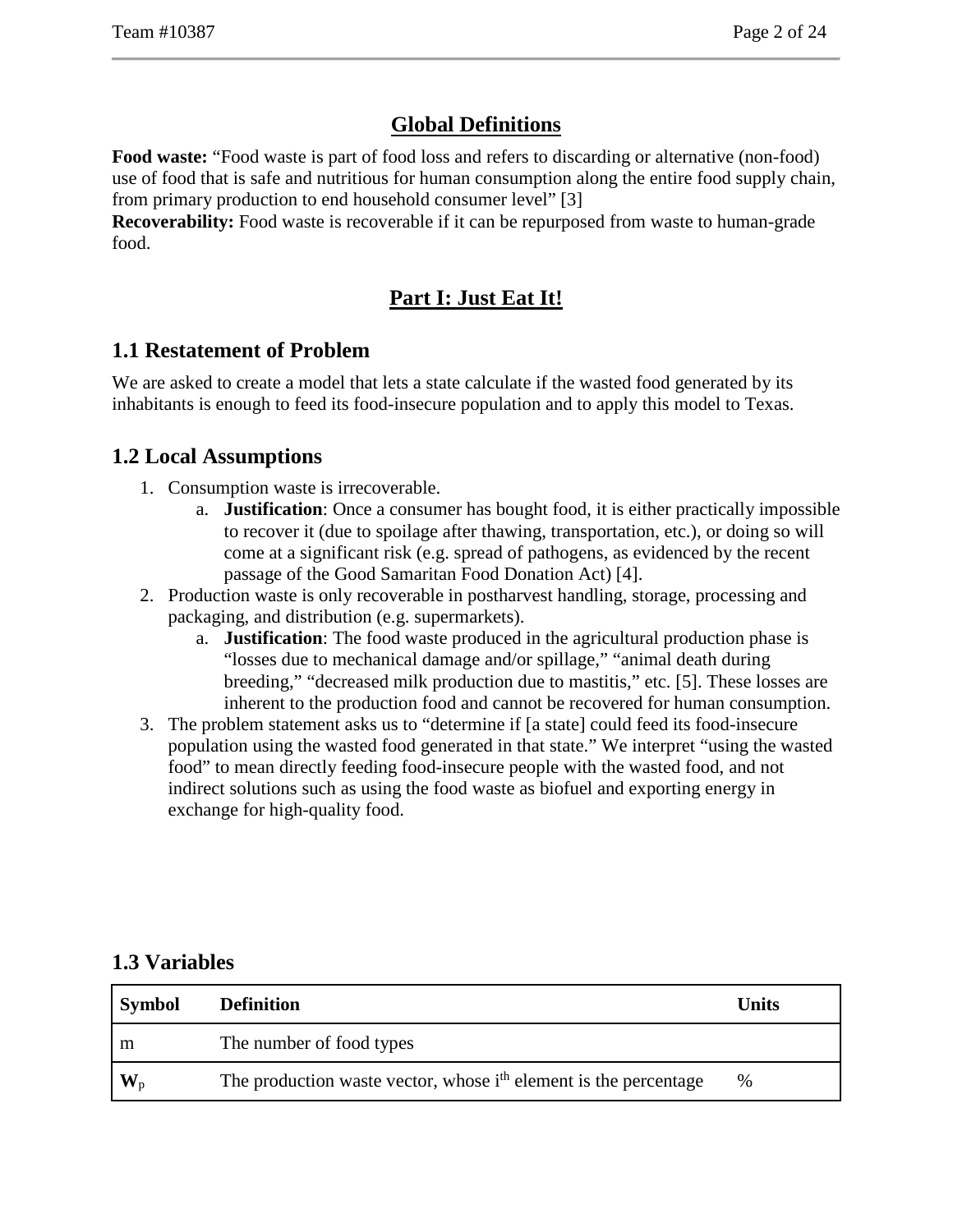## Global Definitions

**Food waste:** "Food waste is part of food loss and refers to discarding or alternative (non-food) use of food that is safe and nutritious for human consumption along the entire food supply chain, from primary production to end household consumer level" [3]

**Recoverability:** Food waste is recoverable if it can be repurposed from waste to human-grade food.

# Part I: Just Eat It!

## 1.1 Restatement of Problem

We are asked to create a model that lets a state calculate if the wasted food generated by its inhabitants is enough to feed its food-insecure population and to apply this model to Texas.

## 1.2 Local Assumptions

1. Consumption waste is irrecoverable.
   a. **Justification**: Once a consumer has bought food, it is either practically impossible to recover it (due to spoilage after thawing, transportation, etc.), or doing so will come at a significant risk (e.g. spread of pathogens, as evidenced by the recent passage of the Good Samaritan Food Donation Act) [4].
2. Production waste is only recoverable in postharvest handling, storage, processing and packaging, and distribution (e.g. supermarkets).
   a. **Justification**: The food waste produced in the agricultural production phase is "losses due to mechanical damage and/or spillage," "animal death during breeding," "decreased milk production due to mastitis," etc. [5]. These losses are inherent to the production food and cannot be recovered for human consumption.
3. The problem statement asks us to "determine if [a state] could feed its food-insecure population using the wasted food generated in that state." We interpret "using the wasted food" to mean directly feeding food-insecure people with the wasted food, and not indirect solutions such as using the food waste as biofuel and exporting energy in exchange for high-quality food.

## 1.3 Variables

| Symbol | Definition | Units |
|---|---|---|
| m | The number of food types | |
| $\mathbf{W}_p$ | The production waste vector, whose $i^{th}$ element is the percentage | % |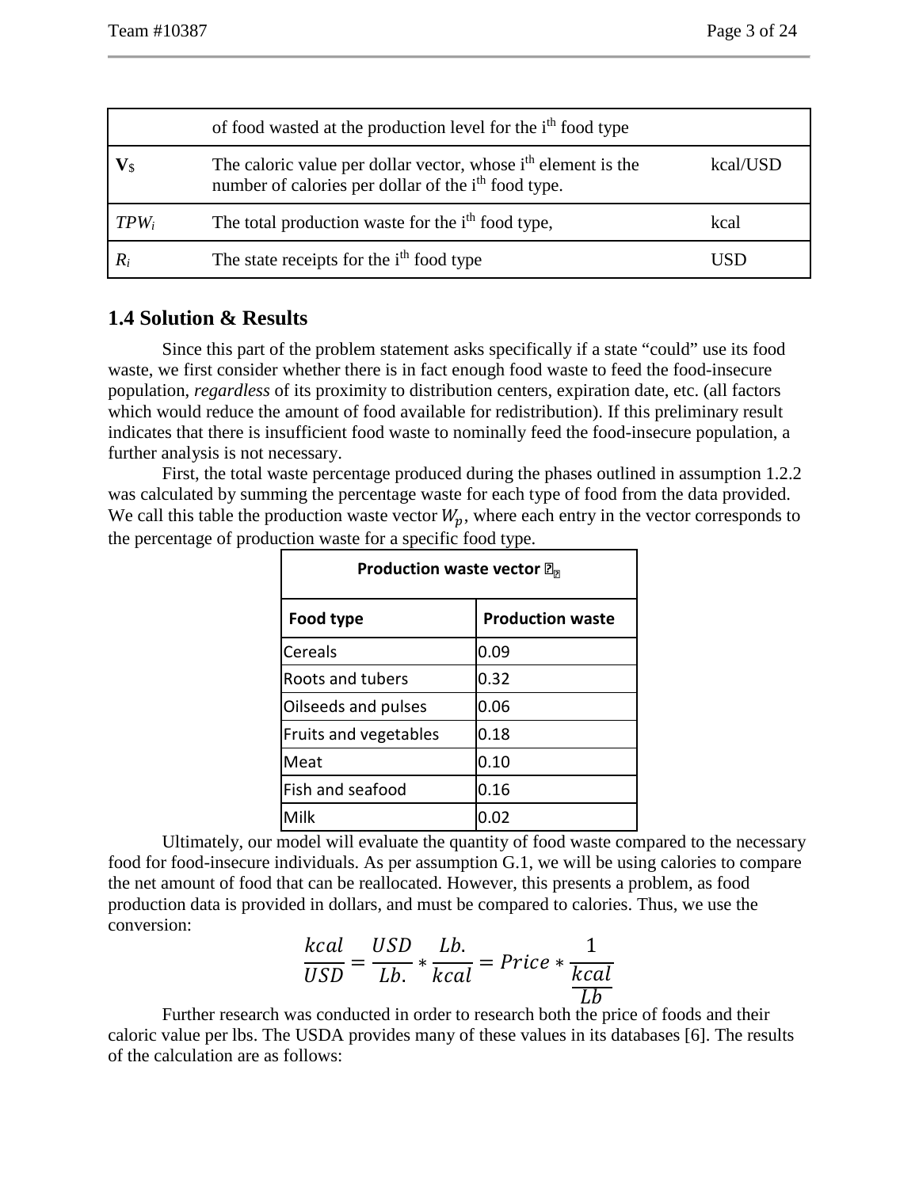|  | of food wasted at the production level for the i[th] food type |  |
|---|---|---|
| $\mathbf{V}_\$$ | The caloric value per dollar vector, whose i[th] element is the number of calories per dollar of the i[th] food type. | kcal/USD |
| $TPW_i$ | The total production waste for the i[th] food type, | kcal |
| $R_i$ | The state receipts for the i[th] food type | USD |

## 1.4 Solution & Results

Since this part of the problem statement asks specifically if a state "could" use its food waste, we first consider whether there is in fact enough food waste to feed the food-insecure population, *regardless* of its proximity to distribution centers, expiration date, etc. (all factors which would reduce the amount of food available for redistribution). If this preliminary result indicates that there is insufficient food waste to nominally feed the food-insecure population, a further analysis is not necessary.

First, the total waste percentage produced during the phases outlined in assumption 1.2.2 was calculated by summing the percentage waste for each type of food from the data provided. We call this table the production waste vector $W_p$, where each entry in the vector corresponds to the percentage of production waste for a specific food type.

| Production waste vector $W_p$ | |
|---|---|
| **Food type** | **Production waste** |
| Cereals | 0.09 |
| Roots and tubers | 0.32 |
| Oilseeds and pulses | 0.06 |
| Fruits and vegetables | 0.18 |
| Meat | 0.10 |
| Fish and seafood | 0.16 |
| Milk | 0.02 |

Ultimately, our model will evaluate the quantity of food waste compared to the necessary food for food-insecure individuals. As per assumption G.1, we will be using calories to compare the net amount of food that can be reallocated. However, this presents a problem, as food production data is provided in dollars, and must be compared to calories. Thus, we use the conversion:

$$\frac{kcal}{USD} = \frac{USD}{Lb.} * \frac{Lb.}{kcal} = Price * \frac{1}{\frac{kcal}{Lb}}$$

Further research was conducted in order to research both the price of foods and their caloric value per lbs. The USDA provides many of these values in its databases [6]. The results of the calculation are as follows: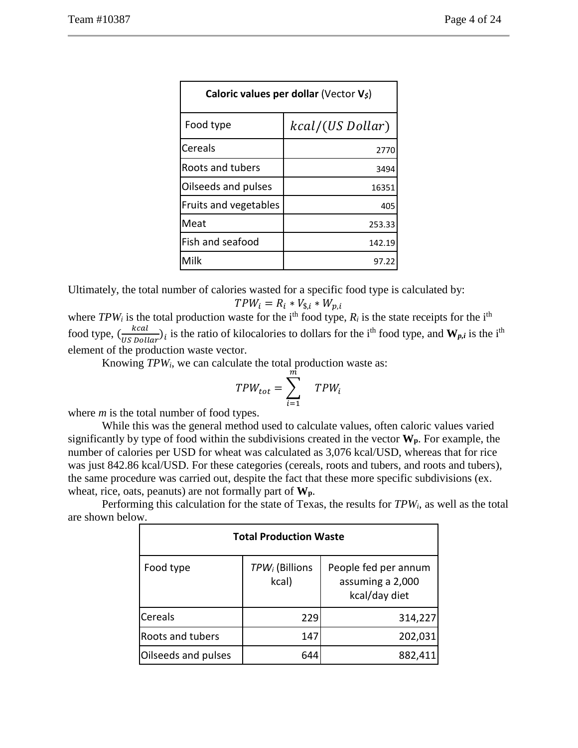| **Caloric values per dollar** (Vector $\mathbf{V}_{\$}$) | |
|---|---|
| Food type | $kcal/(US\ Dollar)$ |
| Cereals | 2770 |
| Roots and tubers | 3494 |
| Oilseeds and pulses | 16351 |
| Fruits and vegetables | 405 |
| Meat | 253.33 |
| Fish and seafood | 142.19 |
| Milk | 97.22 |

Ultimately, the total number of calories wasted for a specific food type is calculated by:

$$TPW_i = R_i * V_{\$,i} * W_{p,i}$$

where $TPW_i$ is the total production waste for the i[th] food type, $R_i$ is the state receipts for the i[th] food type, $(\frac{kcal}{US\ Dollar})_i$ is the ratio of kilocalories to dollars for the i[th] food type, and $\mathbf{W}_{p,i}$ is the i[th] element of the production waste vector.

Knowing $TPW_i$, we can calculate the total production waste as:

$$TPW_{tot} = \sum_{i=1}^{m} TPW_i$$

where $m$ is the total number of food types.

While this was the general method used to calculate values, often caloric values varied significantly by type of food within the subdivisions created in the vector $\mathbf{W_p}$. For example, the number of calories per USD for wheat was calculated as 3,076 kcal/USD, whereas that for rice was just 842.86 kcal/USD. For these categories (cereals, roots and tubers, and roots and tubers), the same procedure was carried out, despite the fact that these more specific subdivisions (ex. wheat, rice, oats, peanuts) are not formally part of $\mathbf{W_p}$.

Performing this calculation for the state of Texas, the results for $TPW_i$, as well as the total are shown below.

| **Total Production Waste** | | |
|---|---|---|
| Food type | $TPW_i$ (Billions kcal) | People fed per annum assuming a 2,000 kcal/day diet |
| Cereals | 229 | 314,227 |
| Roots and tubers | 147 | 202,031 |
| Oilseeds and pulses | 644 | 882,411 |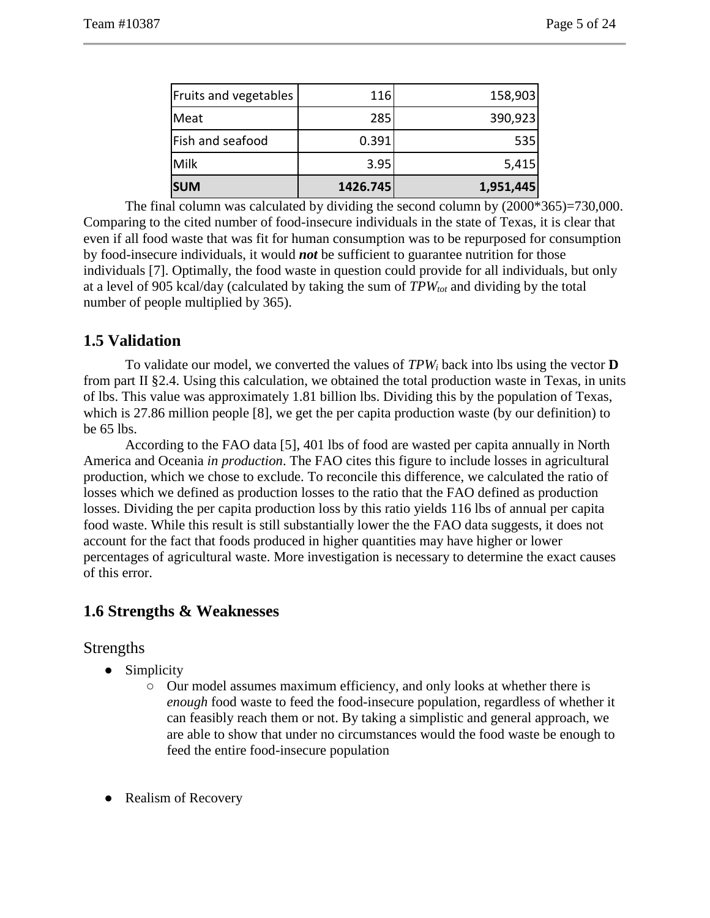| Fruits and vegetables | 116 | 158,903 |
|---|---|---|
| Meat | 285 | 390,923 |
| Fish and seafood | 0.391 | 535 |
| Milk | 3.95 | 5,415 |
| **SUM** | **1426.745** | **1,951,445** |

The final column was calculated by dividing the second column by (2000*365)=730,000. Comparing to the cited number of food-insecure individuals in the state of Texas, it is clear that even if all food waste that was fit for human consumption was to be repurposed for consumption by food-insecure individuals, it would ***not*** be sufficient to guarantee nutrition for those individuals [7]. Optimally, the food waste in question could provide for all individuals, but only at a level of 905 kcal/day (calculated by taking the sum of $TPW_{tot}$ and dividing by the total number of people multiplied by 365).

## 1.5 Validation

To validate our model, we converted the values of $TPW_i$ back into lbs using the vector **D** from part II §2.4. Using this calculation, we obtained the total production waste in Texas, in units of lbs. This value was approximately 1.81 billion lbs. Dividing this by the population of Texas, which is 27.86 million people [8], we get the per capita production waste (by our definition) to be 65 lbs.

According to the FAO data [5], 401 lbs of food are wasted per capita annually in North America and Oceania *in production*. The FAO cites this figure to include losses in agricultural production, which we chose to exclude. To reconcile this difference, we calculated the ratio of losses which we defined as production losses to the ratio that the FAO defined as production losses. Dividing the per capita production loss by this ratio yields 116 lbs of annual per capita food waste. While this result is still substantially lower the the FAO data suggests, it does not account for the fact that foods produced in higher quantities may have higher or lower percentages of agricultural waste. More investigation is necessary to determine the exact causes of this error.

## 1.6 Strengths & Weaknesses

### Strengths

- Simplicity
  - Our model assumes maximum efficiency, and only looks at whether there is *enough* food waste to feed the food-insecure population, regardless of whether it can feasibly reach them or not. By taking a simplistic and general approach, we are able to show that under no circumstances would the food waste be enough to feed the entire food-insecure population
- Realism of Recovery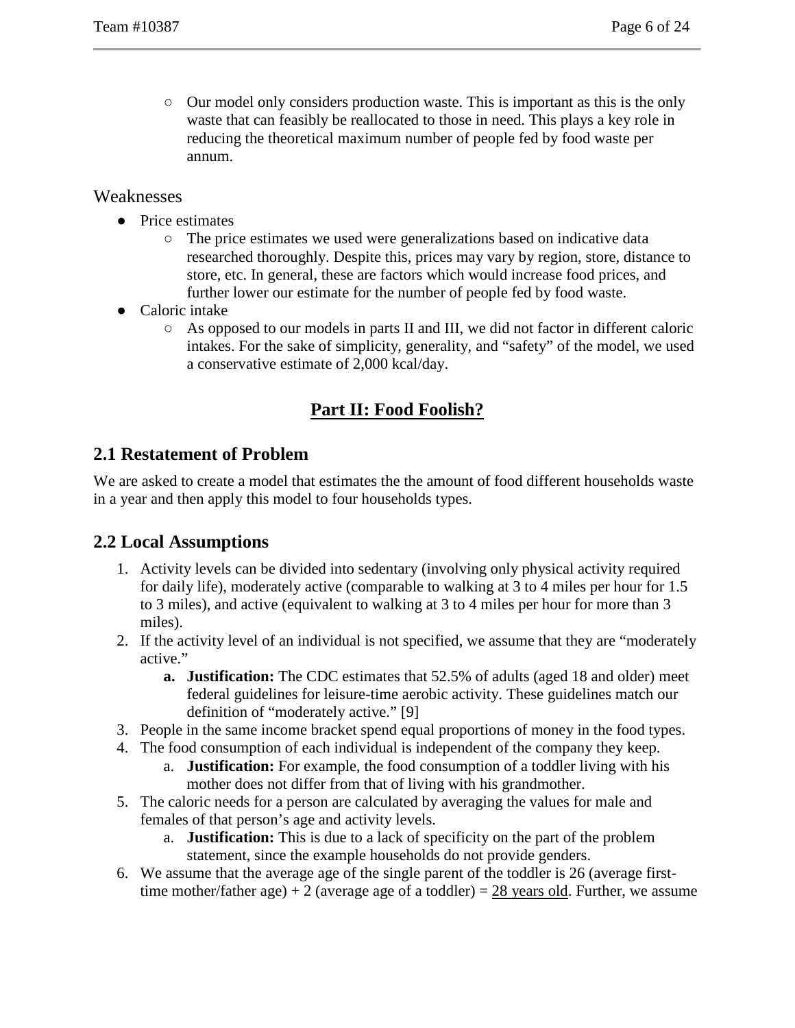- Our model only considers production waste. This is important as this is the only waste that can feasibly be reallocated to those in need. This plays a key role in reducing the theoretical maximum number of people fed by food waste per annum.

### Weaknesses

- Price estimates
  - The price estimates we used were generalizations based on indicative data researched thoroughly. Despite this, prices may vary by region, store, distance to store, etc. In general, these are factors which would increase food prices, and further lower our estimate for the number of people fed by food waste.
- Caloric intake
  - As opposed to our models in parts II and III, we did not factor in different caloric intakes. For the sake of simplicity, generality, and "safety" of the model, we used a conservative estimate of 2,000 kcal/day.

# Part II: Food Foolish?

## 2.1 Restatement of Problem

We are asked to create a model that estimates the the amount of food different households waste in a year and then apply this model to four households types.

## 2.2 Local Assumptions

1. Activity levels can be divided into sedentary (involving only physical activity required for daily life), moderately active (comparable to walking at 3 to 4 miles per hour for 1.5 to 3 miles), and active (equivalent to walking at 3 to 4 miles per hour for more than 3 miles).
2. If the activity level of an individual is not specified, we assume that they are "moderately active."
   a. **Justification:** The CDC estimates that 52.5% of adults (aged 18 and older) meet federal guidelines for leisure-time aerobic activity. These guidelines match our definition of "moderately active." [9]
3. People in the same income bracket spend equal proportions of money in the food types.
4. The food consumption of each individual is independent of the company they keep.
   a. **Justification:** For example, the food consumption of a toddler living with his mother does not differ from that of living with his grandmother.
5. The caloric needs for a person are calculated by averaging the values for male and females of that person's age and activity levels.
   a. **Justification:** This is due to a lack of specificity on the part of the problem statement, since the example households do not provide genders.
6. We assume that the average age of the single parent of the toddler is 26 (average first-time mother/father age) + 2 (average age of a toddler) = <u>28 years old</u>. Further, we assume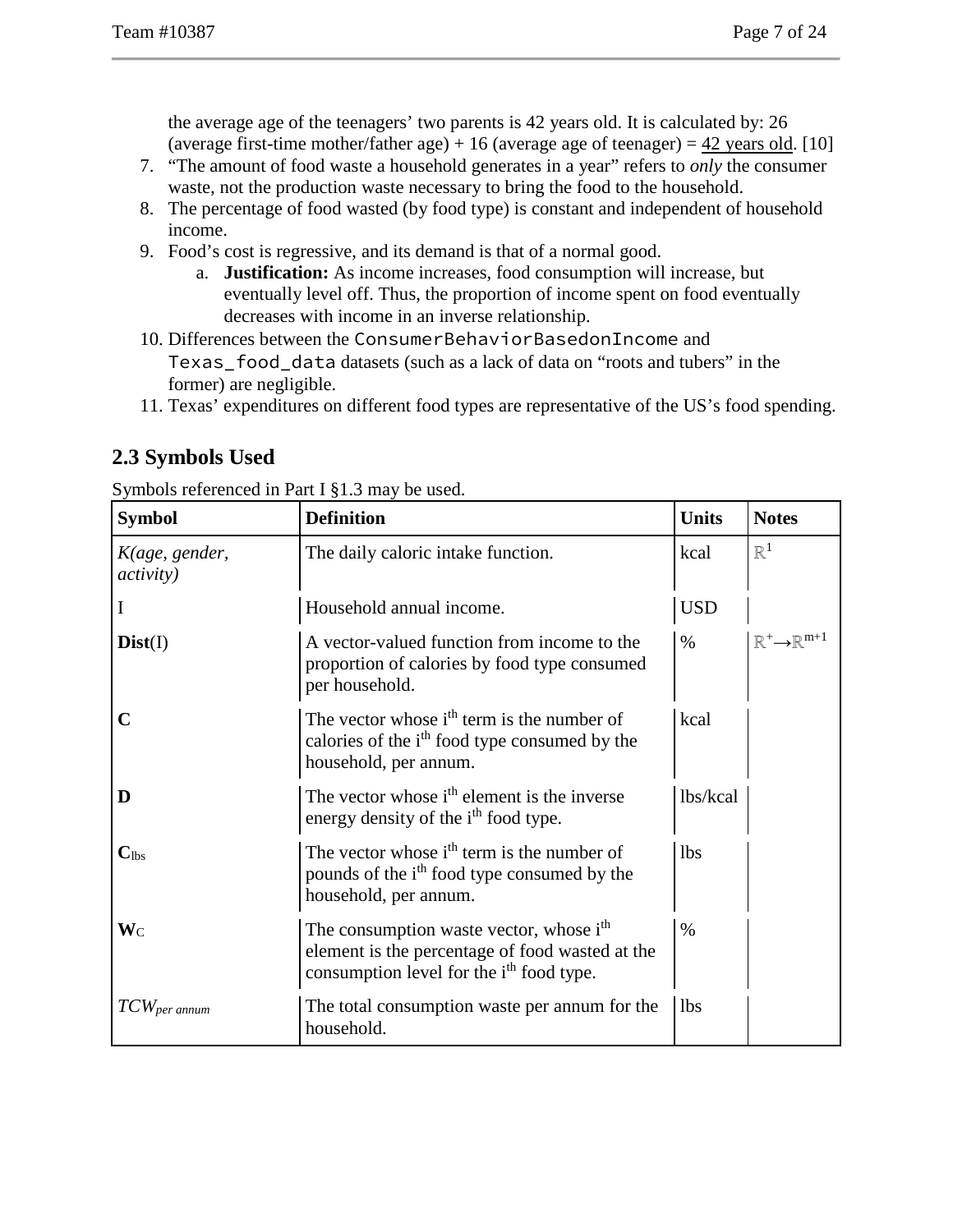the average age of the teenagers' two parents is 42 years old. It is calculated by: 26 (average first-time mother/father age) + 16 (average age of teenager) = 42 years old. [10]

7. "The amount of food waste a household generates in a year" refers to *only* the consumer waste, not the production waste necessary to bring the food to the household.
8. The percentage of food wasted (by food type) is constant and independent of household income.
9. Food's cost is regressive, and its demand is that of a normal good.
   a. **Justification:** As income increases, food consumption will increase, but eventually level off. Thus, the proportion of income spent on food eventually decreases with income in an inverse relationship.
10. Differences between the `ConsumerBehaviorBasedonIncome` and `Texas_food_data` datasets (such as a lack of data on "roots and tubers" in the former) are negligible.
11. Texas' expenditures on different food types are representative of the US's food spending.

## 2.3 Symbols Used

Symbols referenced in Part I §1.3 may be used.

| Symbol | Definition | Units | Notes |
|---|---|---|---|
| *K(age, gender, activity)* | The daily caloric intake function. | kcal | $\mathbb{R}^1$ |
| I | Household annual income. | USD | |
| **Dist**(I) | A vector-valued function from income to the proportion of calories by food type consumed per household. | % | $\mathbb{R}^+ \to \mathbb{R}^{m+1}$ |
| **C** | The vector whose i$^{th}$ term is the number of calories of the i$^{th}$ food type consumed by the household, per annum. | kcal | |
| **D** | The vector whose i$^{th}$ element is the inverse energy density of the i$^{th}$ food type. | lbs/kcal | |
| $\mathbf{C}_{lbs}$ | The vector whose i$^{th}$ term is the number of pounds of the i$^{th}$ food type consumed by the household, per annum. | lbs | |
| $\mathbf{W}_C$ | The consumption waste vector, whose i$^{th}$ element is the percentage of food wasted at the consumption level for the i$^{th}$ food type. | % | |
| $TCW_{per\ annum}$ | The total consumption waste per annum for the household. | lbs | |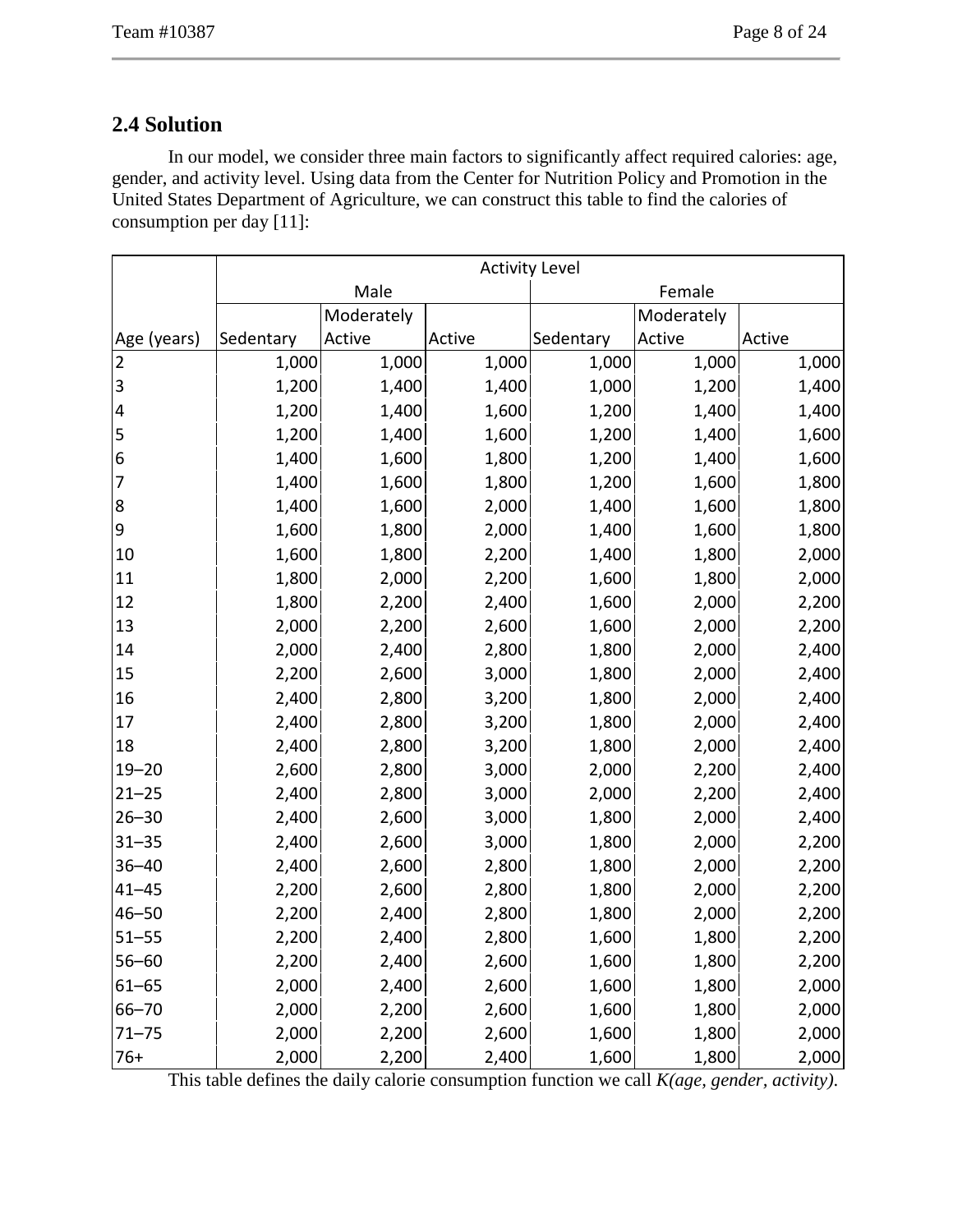## 2.4 Solution

In our model, we consider three main factors to significantly affect required calories: age, gender, and activity level. Using data from the Center for Nutrition Policy and Promotion in the United States Department of Agriculture, we can construct this table to find the calories of consumption per day [11]:

| | Activity Level | | | | | |
|---|---|---|---|---|---|---|
| | Male | | | Female | | |
| Age (years) | Sedentary | Moderately Active | Active | Sedentary | Moderately Active | Active |
| 2 | 1,000 | 1,000 | 1,000 | 1,000 | 1,000 | 1,000 |
| 3 | 1,200 | 1,400 | 1,400 | 1,000 | 1,200 | 1,400 |
| 4 | 1,200 | 1,400 | 1,600 | 1,200 | 1,400 | 1,400 |
| 5 | 1,200 | 1,400 | 1,600 | 1,200 | 1,400 | 1,600 |
| 6 | 1,400 | 1,600 | 1,800 | 1,200 | 1,400 | 1,600 |
| 7 | 1,400 | 1,600 | 1,800 | 1,200 | 1,600 | 1,800 |
| 8 | 1,400 | 1,600 | 2,000 | 1,400 | 1,600 | 1,800 |
| 9 | 1,600 | 1,800 | 2,000 | 1,400 | 1,600 | 1,800 |
| 10 | 1,600 | 1,800 | 2,200 | 1,400 | 1,800 | 2,000 |
| 11 | 1,800 | 2,000 | 2,200 | 1,600 | 1,800 | 2,000 |
| 12 | 1,800 | 2,200 | 2,400 | 1,600 | 2,000 | 2,200 |
| 13 | 2,000 | 2,200 | 2,600 | 1,600 | 2,000 | 2,200 |
| 14 | 2,000 | 2,400 | 2,800 | 1,800 | 2,000 | 2,400 |
| 15 | 2,200 | 2,600 | 3,000 | 1,800 | 2,000 | 2,400 |
| 16 | 2,400 | 2,800 | 3,200 | 1,800 | 2,000 | 2,400 |
| 17 | 2,400 | 2,800 | 3,200 | 1,800 | 2,000 | 2,400 |
| 18 | 2,400 | 2,800 | 3,200 | 1,800 | 2,000 | 2,400 |
| 19–20 | 2,600 | 2,800 | 3,000 | 2,000 | 2,200 | 2,400 |
| 21–25 | 2,400 | 2,800 | 3,000 | 2,000 | 2,200 | 2,400 |
| 26–30 | 2,400 | 2,600 | 3,000 | 1,800 | 2,000 | 2,400 |
| 31–35 | 2,400 | 2,600 | 3,000 | 1,800 | 2,000 | 2,200 |
| 36–40 | 2,400 | 2,600 | 2,800 | 1,800 | 2,000 | 2,200 |
| 41–45 | 2,200 | 2,600 | 2,800 | 1,800 | 2,000 | 2,200 |
| 46–50 | 2,200 | 2,400 | 2,800 | 1,800 | 2,000 | 2,200 |
| 51–55 | 2,200 | 2,400 | 2,800 | 1,600 | 1,800 | 2,200 |
| 56–60 | 2,200 | 2,400 | 2,600 | 1,600 | 1,800 | 2,200 |
| 61–65 | 2,000 | 2,400 | 2,600 | 1,600 | 1,800 | 2,000 |
| 66–70 | 2,000 | 2,200 | 2,600 | 1,600 | 1,800 | 2,000 |
| 71–75 | 2,000 | 2,200 | 2,600 | 1,600 | 1,800 | 2,000 |
| 76+ | 2,000 | 2,200 | 2,400 | 1,600 | 1,800 | 2,000 |

This table defines the daily calorie consumption function we call *K(age, gender, activity)*.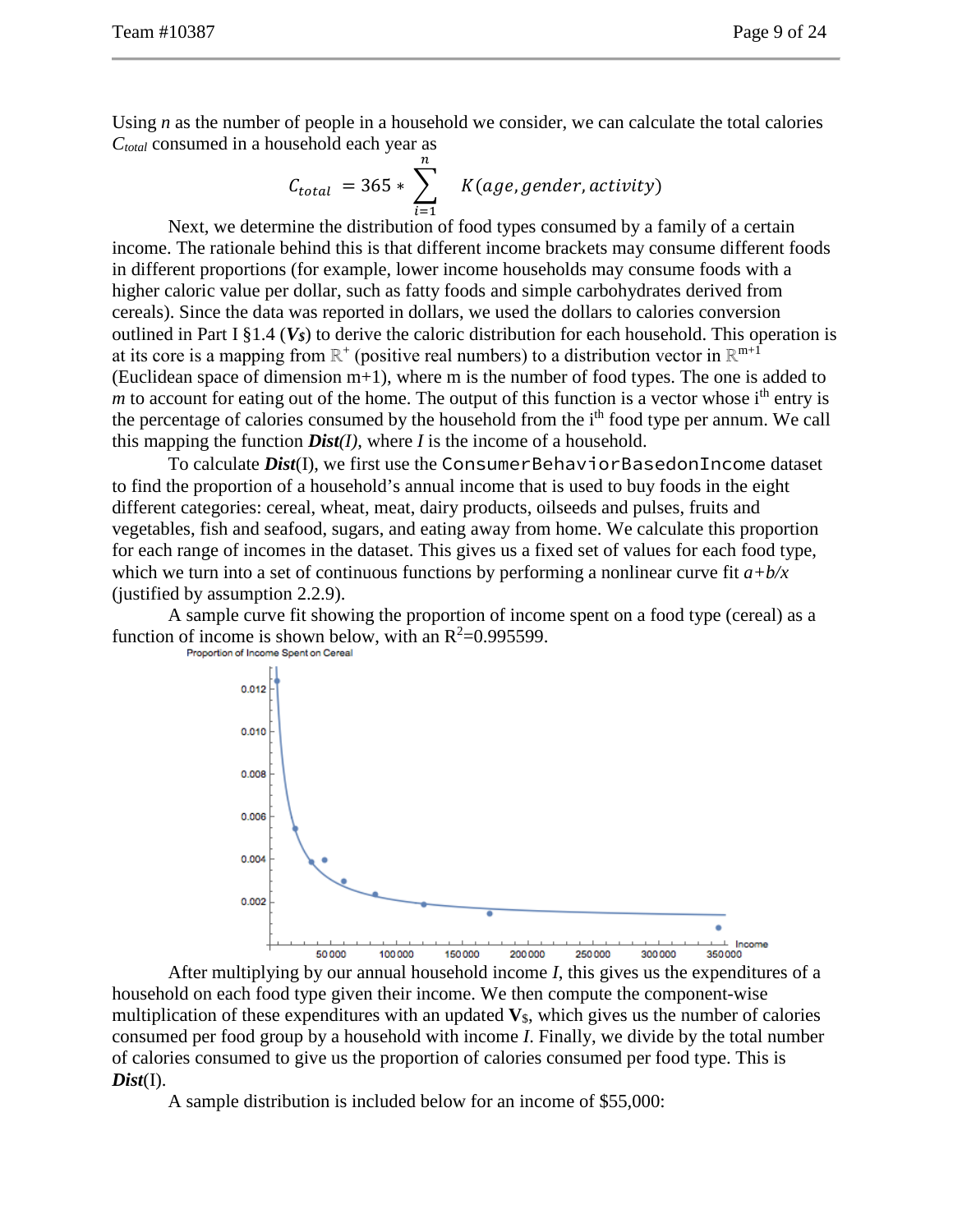Using $n$ as the number of people in a household we consider, we can calculate the total calories $C_{total}$ consumed in a household each year as

$$C_{total} = 365 * \sum_{i=1}^{n} K(age, gender, activity)$$

Next, we determine the distribution of food types consumed by a family of a certain income. The rationale behind this is that different income brackets may consume different foods in different proportions (for example, lower income households may consume foods with a higher caloric value per dollar, such as fatty foods and simple carbohydrates derived from cereals). Since the data was reported in dollars, we used the dollars to calories conversion outlined in Part I §1.4 ($V_\$$) to derive the caloric distribution for each household. This operation is at its core is a mapping from $\mathbb{R}^+$ (positive real numbers) to a distribution vector in $\mathbb{R}^{m+1}$ (Euclidean space of dimension m+1), where m is the number of food types. The one is added to $m$ to account for eating out of the home. The output of this function is a vector whose $i^{th}$ entry is the percentage of calories consumed by the household from the $i^{th}$ food type per annum. We call this mapping the function ***Dist(I)***, where $I$ is the income of a household.

To calculate ***Dist***(I), we first use the `ConsumerBehaviorBasedonIncome` dataset to find the proportion of a household's annual income that is used to buy foods in the eight different categories: cereal, wheat, meat, dairy products, oilseeds and pulses, fruits and vegetables, fish and seafood, sugars, and eating away from home. We calculate this proportion for each range of incomes in the dataset. This gives us a fixed set of values for each food type, which we turn into a set of continuous functions by performing a nonlinear curve fit $a+b/x$ (justified by assumption 2.2.9).

A sample curve fit showing the proportion of income spent on a food type (cereal) as a function of income is shown below, with an $R^2$=0.995599.

After multiplying by our annual household income $I$, this gives us the expenditures of a household on each food type given their income. We then compute the component-wise multiplication of these expenditures with an updated $\mathbf{V}_\$$, which gives us the number of calories consumed per food group by a household with income $I$. Finally, we divide by the total number of calories consumed to give us the proportion of calories consumed per food type. This is ***Dist***(I).

A sample distribution is included below for an income of \$55,000: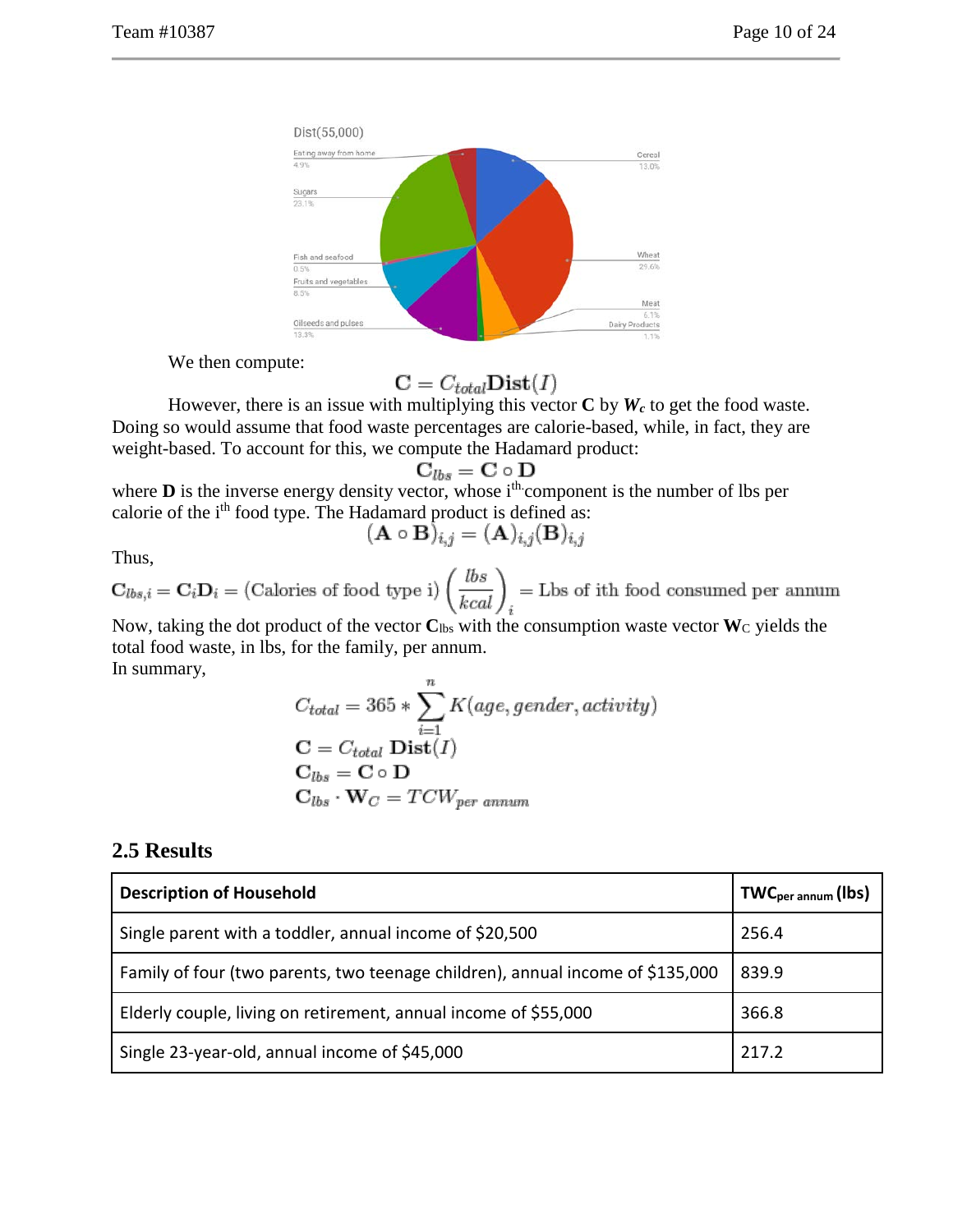We then compute:

$$\mathbf{C} = C_{total}\mathbf{Dist}(I)$$

However, there is an issue with multiplying this vector **C** by $\boldsymbol{W_c}$ to get the food waste. Doing so would assume that food waste percentages are calorie-based, while, in fact, they are weight-based. To account for this, we compute the Hadamard product:

$$\mathbf{C}_{lbs} = \mathbf{C} \circ \mathbf{D}$$

where **D** is the inverse energy density vector, whose i$^{th}$ component is the number of lbs per calorie of the i$^{th}$ food type. The Hadamard product is defined as:

$$(\mathbf{A} \circ \mathbf{B})_{i,j} = (\mathbf{A})_{i,j}(\mathbf{B})_{i,j}$$

Thus,

$$\mathbf{C}_{lbs,i} = \mathbf{C}_i\mathbf{D}_i = (\text{Calories of food type i})\left(\frac{lbs}{kcal}\right)_i = \text{Lbs of ith food consumed per annum}$$

Now, taking the dot product of the vector $\mathbf{C}_{lbs}$ with the consumption waste vector $\mathbf{W}_C$ yields the total food waste, in lbs, for the family, per annum.

In summary,

$$C_{total} = 365 * \sum_{i=1}^{n} K(age, gender, activity)$$

$$\mathbf{C} = C_{total}\ \mathbf{Dist}(I)$$

$$\mathbf{C}_{lbs} = \mathbf{C} \circ \mathbf{D}$$

$$\mathbf{C}_{lbs} \cdot \mathbf{W}_C = TCW_{per\ annum}$$

## 2.5 Results

| Description of Household | $TWC_{per\ annum}$ (lbs) |
|---|---|
| Single parent with a toddler, annual income of $20,500 | 256.4 |
| Family of four (two parents, two teenage children), annual income of $135,000 | 839.9 |
| Elderly couple, living on retirement, annual income of $55,000 | 366.8 |
| Single 23-year-old, annual income of $45,000 | 217.2 |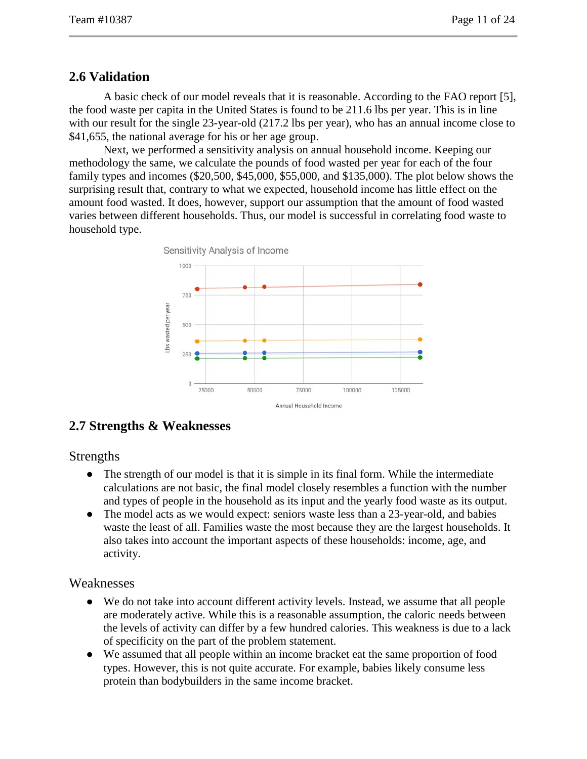## 2.6 Validation

A basic check of our model reveals that it is reasonable. According to the FAO report [5], the food waste per capita in the United States is found to be 211.6 lbs per year. This is in line with our result for the single 23-year-old (217.2 lbs per year), who has an annual income close to $41,655, the national average for his or her age group.

Next, we performed a sensitivity analysis on annual household income. Keeping our methodology the same, we calculate the pounds of food wasted per year for each of the four family types and incomes ($20,500, $45,000, $55,000, and $135,000). The plot below shows the surprising result that, contrary to what we expected, household income has little effect on the amount food wasted. It does, however, support our assumption that the amount of food wasted varies between different households. Thus, our model is successful in correlating food waste to household type.

Sensitivity Analysis of Income

## 2.7 Strengths & Weaknesses

### Strengths

- The strength of our model is that it is simple in its final form. While the intermediate calculations are not basic, the final model closely resembles a function with the number and types of people in the household as its input and the yearly food waste as its output.
- The model acts as we would expect: seniors waste less than a 23-year-old, and babies waste the least of all. Families waste the most because they are the largest households. It also takes into account the important aspects of these households: income, age, and activity.

### Weaknesses

- We do not take into account different activity levels. Instead, we assume that all people are moderately active. While this is a reasonable assumption, the caloric needs between the levels of activity can differ by a few hundred calories. This weakness is due to a lack of specificity on the part of the problem statement.
- We assumed that all people within an income bracket eat the same proportion of food types. However, this is not quite accurate. For example, babies likely consume less protein than bodybuilders in the same income bracket.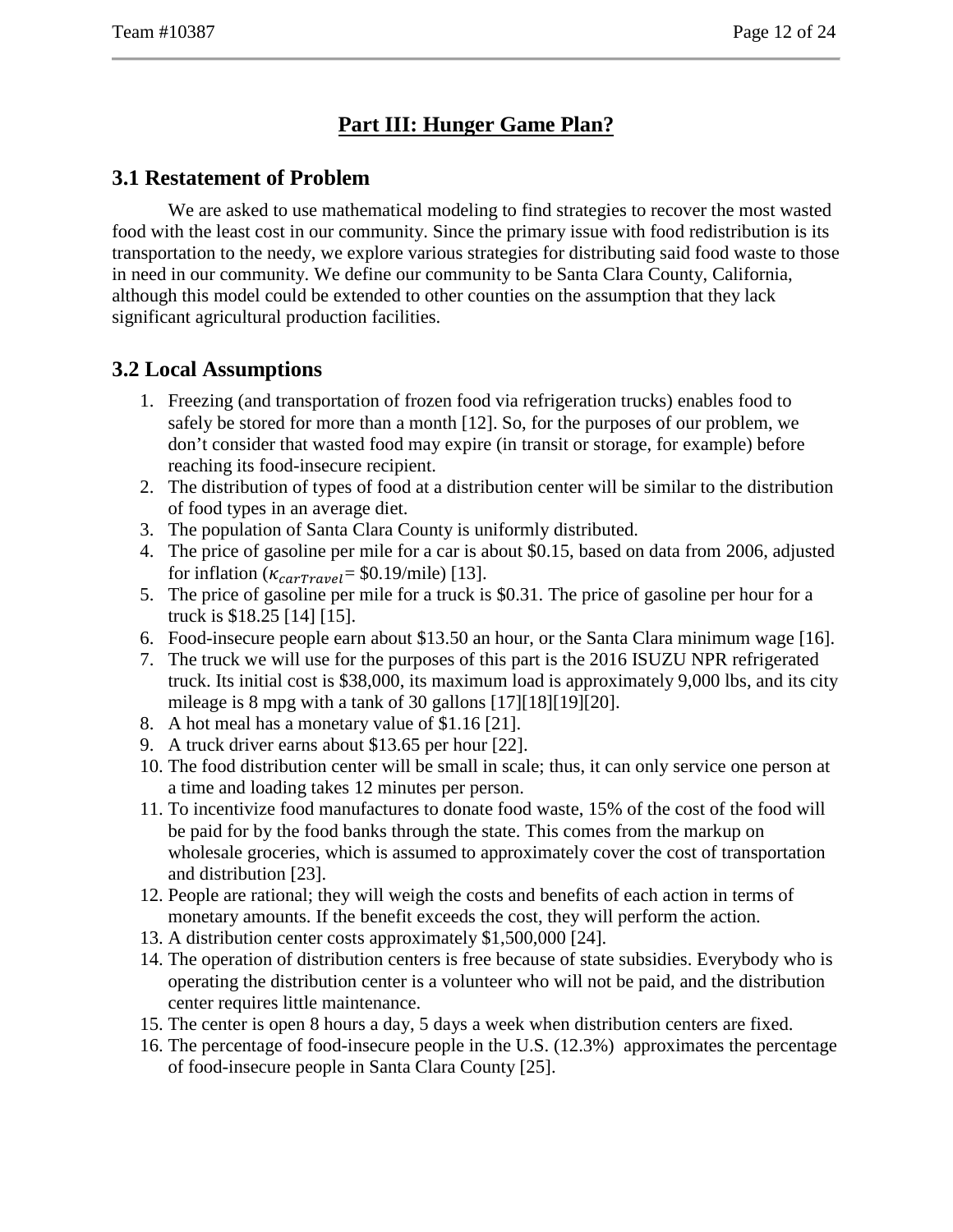# Part III: Hunger Game Plan?

## 3.1 Restatement of Problem

We are asked to use mathematical modeling to find strategies to recover the most wasted food with the least cost in our community. Since the primary issue with food redistribution is its transportation to the needy, we explore various strategies for distributing said food waste to those in need in our community. We define our community to be Santa Clara County, California, although this model could be extended to other counties on the assumption that they lack significant agricultural production facilities.

## 3.2 Local Assumptions

1. Freezing (and transportation of frozen food via refrigeration trucks) enables food to safely be stored for more than a month [12]. So, for the purposes of our problem, we don't consider that wasted food may expire (in transit or storage, for example) before reaching its food-insecure recipient.
2. The distribution of types of food at a distribution center will be similar to the distribution of food types in an average diet.
3. The population of Santa Clara County is uniformly distributed.
4. The price of gasoline per mile for a car is about \$0.15, based on data from 2006, adjusted for inflation ($\kappa_{carTravel}$= \$0.19/mile) [13].
5. The price of gasoline per mile for a truck is \$0.31. The price of gasoline per hour for a truck is \$18.25 [14] [15].
6. Food-insecure people earn about \$13.50 an hour, or the Santa Clara minimum wage [16].
7. The truck we will use for the purposes of this part is the 2016 ISUZU NPR refrigerated truck. Its initial cost is \$38,000, its maximum load is approximately 9,000 lbs, and its city mileage is 8 mpg with a tank of 30 gallons [17][18][19][20].
8. A hot meal has a monetary value of \$1.16 [21].
9. A truck driver earns about \$13.65 per hour [22].
10. The food distribution center will be small in scale; thus, it can only service one person at a time and loading takes 12 minutes per person.
11. To incentivize food manufactures to donate food waste, 15% of the cost of the food will be paid for by the food banks through the state. This comes from the markup on wholesale groceries, which is assumed to approximately cover the cost of transportation and distribution [23].
12. People are rational; they will weigh the costs and benefits of each action in terms of monetary amounts. If the benefit exceeds the cost, they will perform the action.
13. A distribution center costs approximately \$1,500,000 [24].
14. The operation of distribution centers is free because of state subsidies. Everybody who is operating the distribution center is a volunteer who will not be paid, and the distribution center requires little maintenance.
15. The center is open 8 hours a day, 5 days a week when distribution centers are fixed.
16. The percentage of food-insecure people in the U.S. (12.3%) approximates the percentage of food-insecure people in Santa Clara County [25].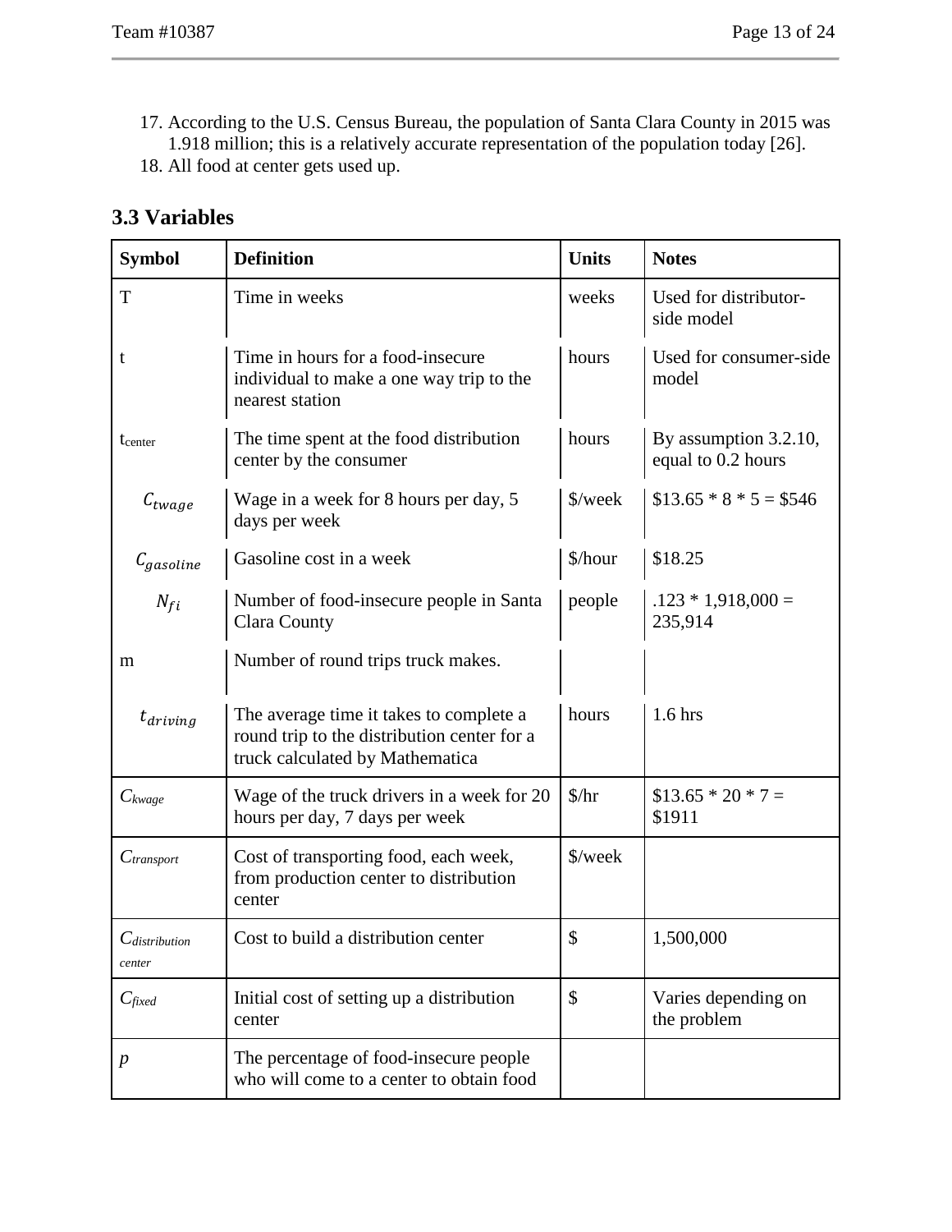17. According to the U.S. Census Bureau, the population of Santa Clara County in 2015 was 1.918 million; this is a relatively accurate representation of the population today [26].
18. All food at center gets used up.

## 3.3 Variables

| Symbol | Definition | Units | Notes |
|---|---|---|---|
| T | Time in weeks | weeks | Used for distributor-side model |
| t | Time in hours for a food-insecure individual to make a one way trip to the nearest station | hours | Used for consumer-side model |
| $t_{center}$ | The time spent at the food distribution center by the consumer | hours | By assumption 3.2.10, equal to 0.2 hours |
| $C_{twage}$ | Wage in a week for 8 hours per day, 5 days per week | $/week | $13.65 * 8 * 5 = $546 |
| $C_{gasoline}$ | Gasoline cost in a week | $/hour | $18.25 |
| $N_{fi}$ | Number of food-insecure people in Santa Clara County | people | .123 * 1,918,000 = 235,914 |
| m | Number of round trips truck makes. | | |
| $t_{driving}$ | The average time it takes to complete a round trip to the distribution center for a truck calculated by Mathematica | hours | 1.6 hrs |
| $C_{kwage}$ | Wage of the truck drivers in a week for 20 hours per day, 7 days per week | $/hr | $13.65 * 20 * 7 = $1911 |
| $C_{transport}$ | Cost of transporting food, each week, from production center to distribution center | $/week | |
| $C_{distribution\ center}$ | Cost to build a distribution center | $ | 1,500,000 |
| $C_{fixed}$ | Initial cost of setting up a distribution center | $ | Varies depending on the problem |
| $p$ | The percentage of food-insecure people who will come to a center to obtain food | | |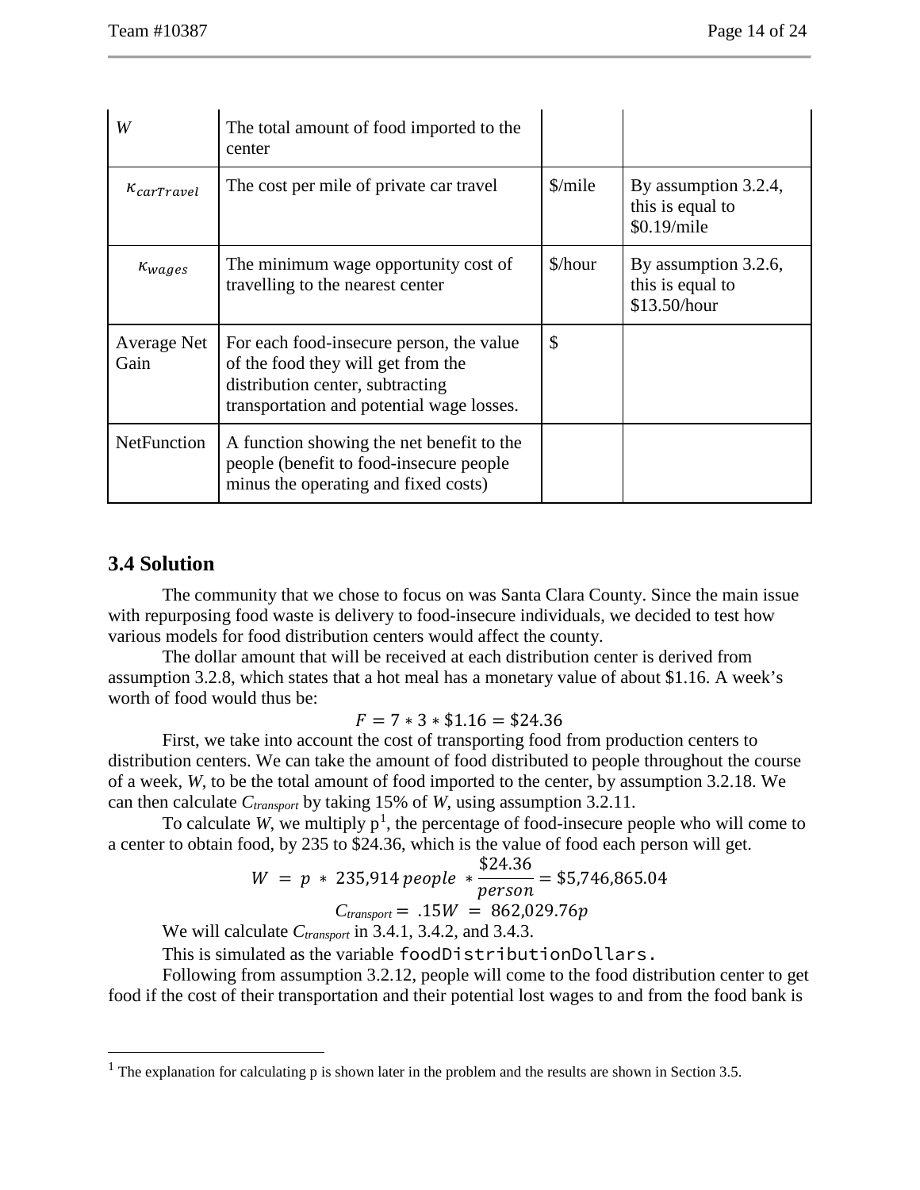| $W$ | The total amount of food imported to the center | | |
|---|---|---|---|
| $\kappa_{carTravel}$ | The cost per mile of private car travel | \$/mile | By assumption 3.2.4, this is equal to \$0.19/mile |
| $\kappa_{wages}$ | The minimum wage opportunity cost of travelling to the nearest center | \$/hour | By assumption 3.2.6, this is equal to \$13.50/hour |
| Average Net Gain | For each food-insecure person, the value of the food they will get from the distribution center, subtracting transportation and potential wage losses. | \$ | |
| NetFunction | A function showing the net benefit to the people (benefit to food-insecure people minus the operating and fixed costs) | | |

## 3.4 Solution

The community that we chose to focus on was Santa Clara County. Since the main issue with repurposing food waste is delivery to food-insecure individuals, we decided to test how various models for food distribution centers would affect the county.

The dollar amount that will be received at each distribution center is derived from assumption 3.2.8, which states that a hot meal has a monetary value of about \$1.16. A week's worth of food would thus be:

$$F = 7 * 3 * \$1.16 = \$24.36$$

First, we take into account the cost of transporting food from production centers to distribution centers. We can take the amount of food distributed to people throughout the course of a week, $W$, to be the total amount of food imported to the center, by assumption 3.2.18. We can then calculate $C_{transport}$ by taking 15% of $W$, using assumption 3.2.11.

To calculate $W$, we multiply p[1], the percentage of food-insecure people who will come to a center to obtain food, by 235 to \$24.36, which is the value of food each person will get.

$$W = p * 235{,}914\, people * \frac{\$24.36}{person} = \$5{,}746{,}865.04$$

$$C_{transport} = .15W = 862{,}029.76p$$

We will calculate $C_{transport}$ in 3.4.1, 3.4.2, and 3.4.3.

This is simulated as the variable `foodDistributionDollars.`

Following from assumption 3.2.12, people will come to the food distribution center to get food if the cost of their transportation and their potential lost wages to and from the food bank is

---

[1] The explanation for calculating p is shown later in the problem and the results are shown in Section 3.5.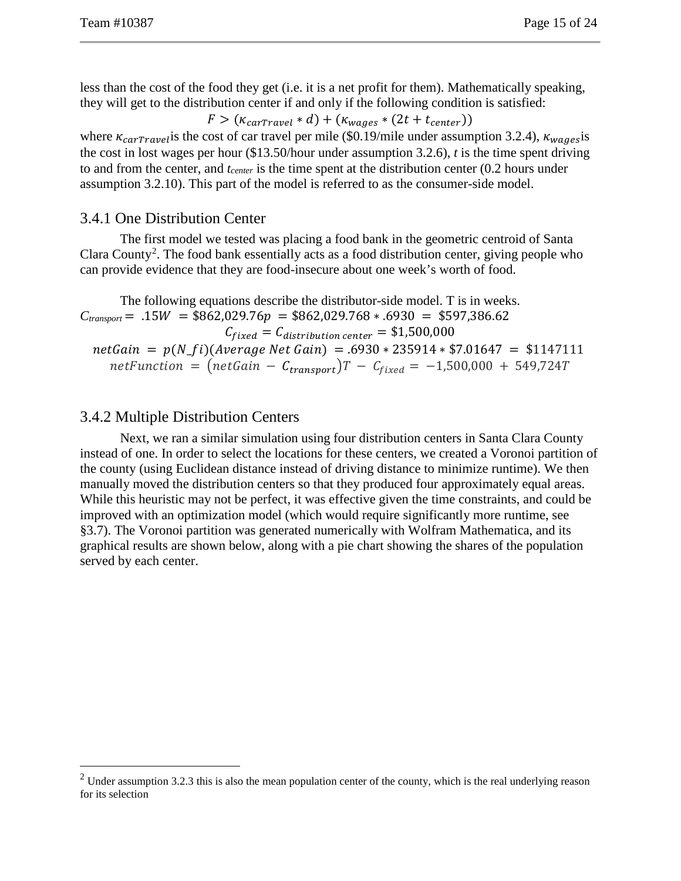less than the cost of the food they get (i.e. it is a net profit for them). Mathematically speaking, they will get to the distribution center if and only if the following condition is satisfied:

$$F > (\kappa_{carTravel} * d) + (\kappa_{wages} * (2t + t_{center}))$$

where $\kappa_{carTravel}$is the cost of car travel per mile ($0.19/mile under assumption 3.2.4), $\kappa_{wages}$is the cost in lost wages per hour ($13.50/hour under assumption 3.2.6), $t$ is the time spent driving to and from the center, and $t_{center}$ is the time spent at the distribution center (0.2 hours under assumption 3.2.10). This part of the model is referred to as the consumer-side model.

## 3.4.1 One Distribution Center

The first model we tested was placing a food bank in the geometric centroid of Santa Clara County[2]. The food bank essentially acts as a food distribution center, giving people who can provide evidence that they are food-insecure about one week's worth of food.

The following equations describe the distributor-side model. T is in weeks.

$$C_{transport} = .15W = \$862{,}029.76p = \$862{,}029.768 * .6930 = \$597{,}386.62$$

$$C_{fixed} = C_{distribution\ center} = \$1{,}500{,}000$$

$$netGain = p(N\_fi)(Average\ Net\ Gain) = .6930 * 235914 * \$7.01647 = \$1147111$$

$$netFunction = (netGain - C_{transport})T - C_{fixed} = -1{,}500{,}000 + 549{,}724T$$

## 3.4.2 Multiple Distribution Centers

Next, we ran a similar simulation using four distribution centers in Santa Clara County instead of one. In order to select the locations for these centers, we created a Voronoi partition of the county (using Euclidean distance instead of driving distance to minimize runtime). We then manually moved the distribution centers so that they produced four approximately equal areas. While this heuristic may not be perfect, it was effective given the time constraints, and could be improved with an optimization model (which would require significantly more runtime, see §3.7). The Voronoi partition was generated numerically with Wolfram Mathematica, and its graphical results are shown below, along with a pie chart showing the shares of the population served by each center.

[2] Under assumption 3.2.3 this is also the mean population center of the county, which is the real underlying reason for its selection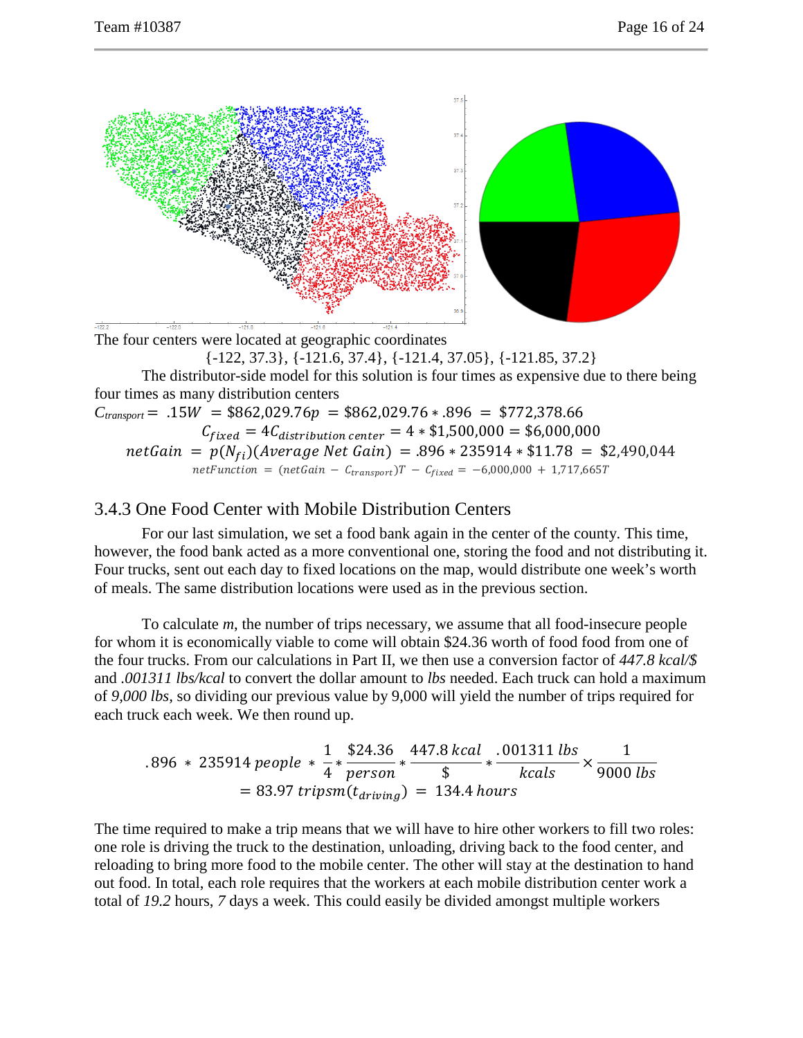The four centers were located at geographic coordinates

{-122, 37.3}, {-121.6, 37.4}, {-121.4, 37.05}, {-121.85, 37.2}

The distributor-side model for this solution is four times as expensive due to there being four times as many distribution centers

$$C_{transport} = .15W = \$862{,}029.76p = \$862{,}029.76 * .896 = \$772{,}378.66$$

$$C_{fixed} = 4C_{distribution\ center} = 4 * \$1{,}500{,}000 = \$6{,}000{,}000$$

$$netGain = p(N_{fi})(Average\ Net\ Gain) = .896 * 235914 * \$11.78 = \$2{,}490{,}044$$

$$netFunction = (netGain - C_{transport})T - C_{fixed} = -6{,}000{,}000 + 1{,}717{,}665T$$

### 3.4.3 One Food Center with Mobile Distribution Centers

For our last simulation, we set a food bank again in the center of the county. This time, however, the food bank acted as a more conventional one, storing the food and not distributing it. Four trucks, sent out each day to fixed locations on the map, would distribute one week's worth of meals. The same distribution locations were used as in the previous section.

To calculate *m*, the number of trips necessary, we assume that all food-insecure people for whom it is economically viable to come will obtain $24.36 worth of food food from one of the four trucks. From our calculations in Part II, we then use a conversion factor of *447.8 kcal/$* and *.001311 lbs/kcal* to convert the dollar amount to *lbs* needed. Each truck can hold a maximum of *9,000 lbs*, so dividing our previous value by 9,000 will yield the number of trips required for each truck each week. We then round up.

$$.896 * 235914\ people * \frac{1}{4} * \frac{\$24.36}{person} * \frac{447.8\ kcal}{\$} * \frac{.001311\ lbs}{kcals} \times \frac{1}{9000\ lbs}$$
$$= 83.97\ tripsm(t_{driving}) = 134.4\ hours$$

The time required to make a trip means that we will have to hire other workers to fill two roles: one role is driving the truck to the destination, unloading, driving back to the food center, and reloading to bring more food to the mobile center. The other will stay at the destination to hand out food. In total, each role requires that the workers at each mobile distribution center work a total of *19.2* hours, *7* days a week. This could easily be divided amongst multiple workers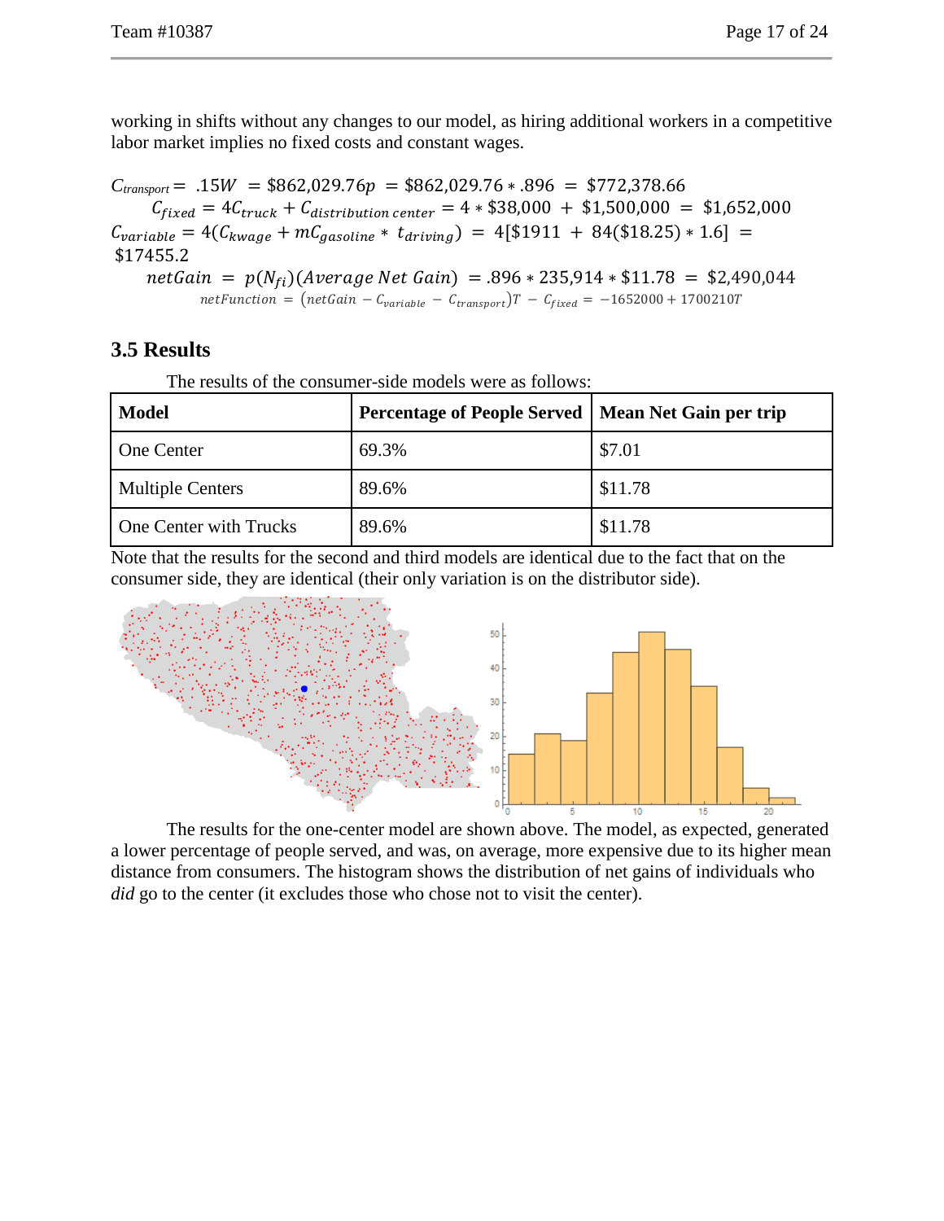working in shifts without any changes to our model, as hiring additional workers in a competitive labor market implies no fixed costs and constant wages.

$$C_{transport} = .15W = \$862{,}029.76p = \$862{,}029.76 * .896 = \$772{,}378.66$$

$$C_{fixed} = 4C_{truck} + C_{distribution\ center} = 4 * \$38{,}000 + \$1{,}500{,}000 = \$1{,}652{,}000$$

$$C_{variable} = 4(C_{kwage} + mC_{gasoline} * t_{driving}) = 4[\$1911 + 84(\$18.25) * 1.6] = \$17455.2$$

$$netGain = p(N_{fi})(Average\ Net\ Gain) = .896 * 235{,}914 * \$11.78 = \$2{,}490{,}044$$

$$netFunction = (netGain - C_{variable} - C_{transport})T - C_{fixed} = -1652000 + 1700210T$$

## 3.5 Results

The results of the consumer-side models were as follows:

| Model | Percentage of People Served | Mean Net Gain per trip |
|---|---|---|
| One Center | 69.3% | \$7.01 |
| Multiple Centers | 89.6% | \$11.78 |
| One Center with Trucks | 89.6% | \$11.78 |

Note that the results for the second and third models are identical due to the fact that on the consumer side, they are identical (their only variation is on the distributor side).

The results for the one-center model are shown above. The model, as expected, generated a lower percentage of people served, and was, on average, more expensive due to its higher mean distance from consumers. The histogram shows the distribution of net gains of individuals who *did* go to the center (it excludes those who chose not to visit the center).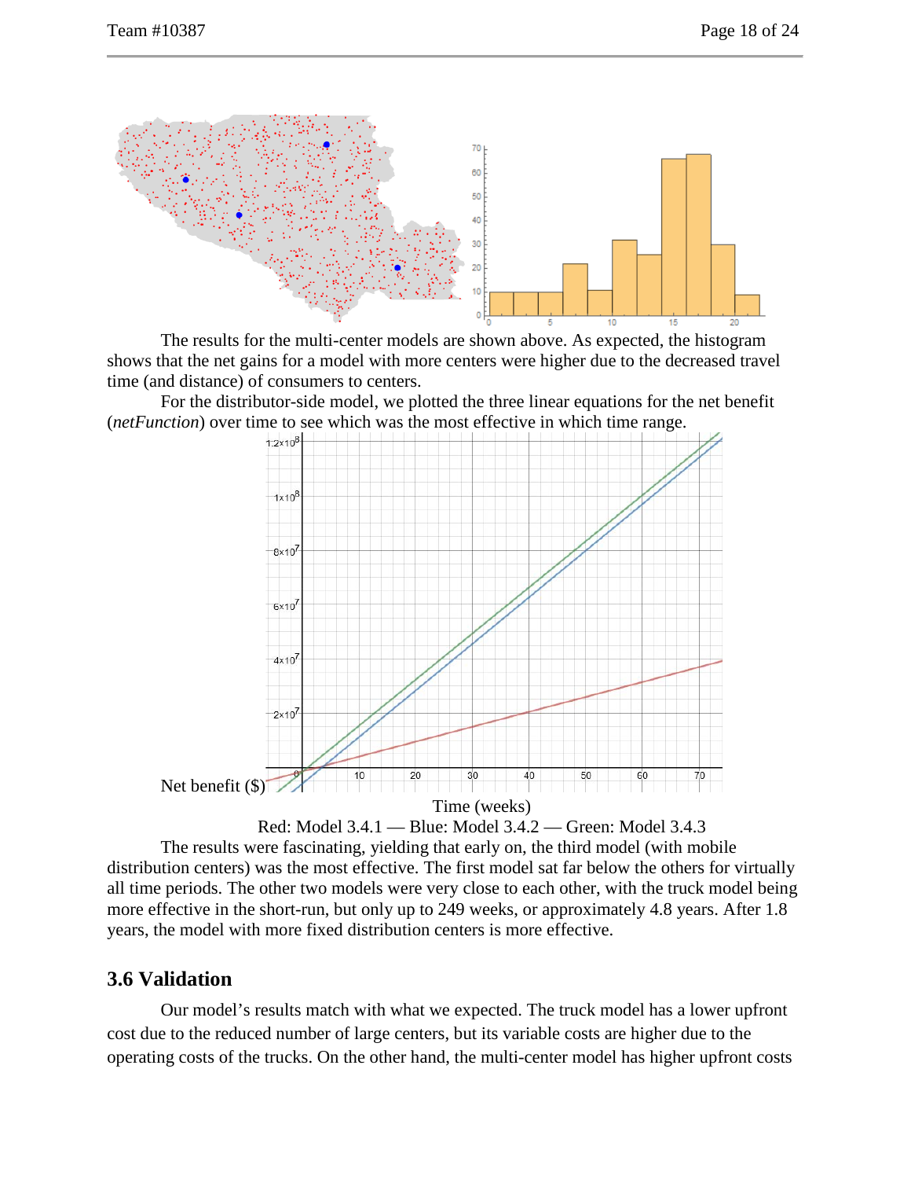The results for the multi-center models are shown above. As expected, the histogram shows that the net gains for a model with more centers were higher due to the decreased travel time (and distance) of consumers to centers.

For the distributor-side model, we plotted the three linear equations for the net benefit (*netFunction*) over time to see which was the most effective in which time range.

Net benefit ($)

Time (weeks)

Red: Model 3.4.1 — Blue: Model 3.4.2 — Green: Model 3.4.3

The results were fascinating, yielding that early on, the third model (with mobile distribution centers) was the most effective. The first model sat far below the others for virtually all time periods. The other two models were very close to each other, with the truck model being more effective in the short-run, but only up to 249 weeks, or approximately 4.8 years. After 1.8 years, the model with more fixed distribution centers is more effective.

## 3.6 Validation

Our model's results match with what we expected. The truck model has a lower upfront cost due to the reduced number of large centers, but its variable costs are higher due to the operating costs of the trucks. On the other hand, the multi-center model has higher upfront costs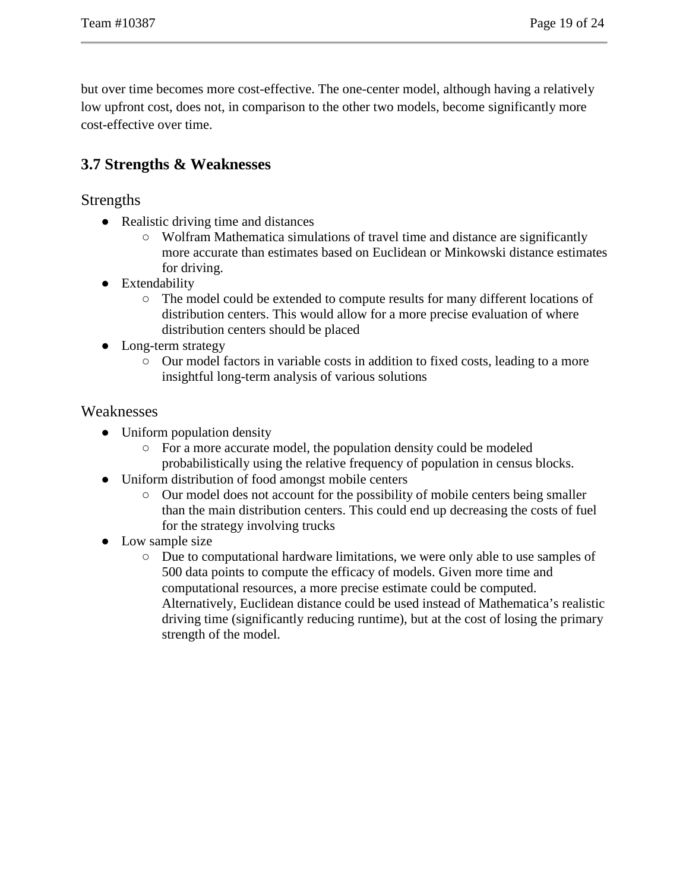but over time becomes more cost-effective. The one-center model, although having a relatively low upfront cost, does not, in comparison to the other two models, become significantly more cost-effective over time.

### 3.7 Strengths & Weaknesses

#### Strengths

- Realistic driving time and distances
  - Wolfram Mathematica simulations of travel time and distance are significantly more accurate than estimates based on Euclidean or Minkowski distance estimates for driving.
- Extendability
  - The model could be extended to compute results for many different locations of distribution centers. This would allow for a more precise evaluation of where distribution centers should be placed
- Long-term strategy
  - Our model factors in variable costs in addition to fixed costs, leading to a more insightful long-term analysis of various solutions

#### Weaknesses

- Uniform population density
  - For a more accurate model, the population density could be modeled probabilistically using the relative frequency of population in census blocks.
- Uniform distribution of food amongst mobile centers
  - Our model does not account for the possibility of mobile centers being smaller than the main distribution centers. This could end up decreasing the costs of fuel for the strategy involving trucks
- Low sample size
  - Due to computational hardware limitations, we were only able to use samples of 500 data points to compute the efficacy of models. Given more time and computational resources, a more precise estimate could be computed. Alternatively, Euclidean distance could be used instead of Mathematica's realistic driving time (significantly reducing runtime), but at the cost of losing the primary strength of the model.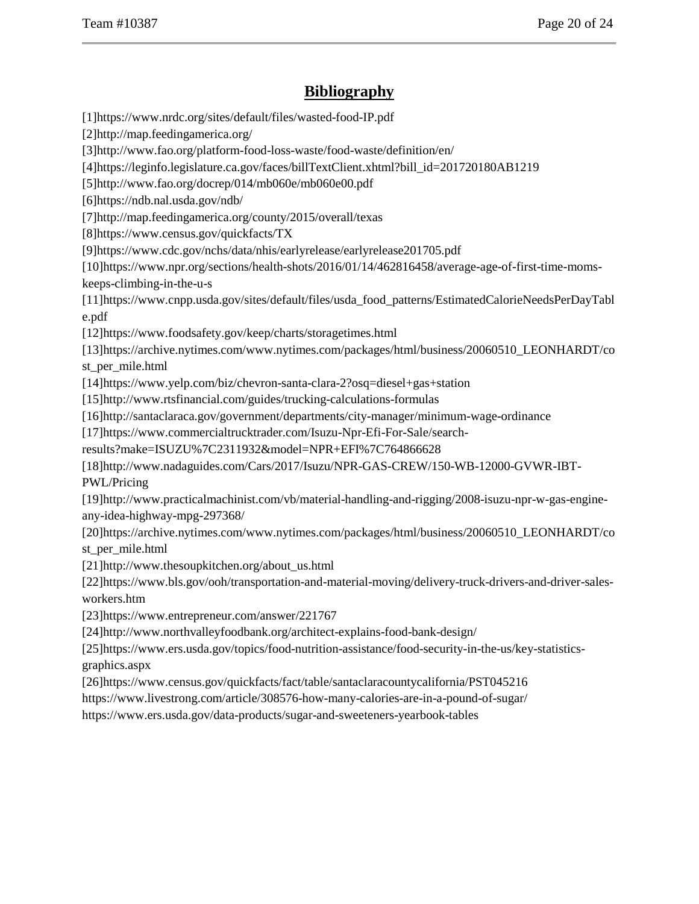# Bibliography

[1]https://www.nrdc.org/sites/default/files/wasted-food-IP.pdf

[2]http://map.feedingamerica.org/

[3]http://www.fao.org/platform-food-loss-waste/food-waste/definition/en/

[4]https://leginfo.legislature.ca.gov/faces/billTextClient.xhtml?bill_id=201720180AB1219

[5]http://www.fao.org/docrep/014/mb060e/mb060e00.pdf

[6]https://ndb.nal.usda.gov/ndb/

[7]http://map.feedingamerica.org/county/2015/overall/texas

[8]https://www.census.gov/quickfacts/TX

[9]https://www.cdc.gov/nchs/data/nhis/earlyrelease/earlyrelease201705.pdf

[10]https://www.npr.org/sections/health-shots/2016/01/14/462816458/average-age-of-first-time-moms-keeps-climbing-in-the-u-s

[11]https://www.cnpp.usda.gov/sites/default/files/usda_food_patterns/EstimatedCalorieNeedsPerDayTable.pdf

[12]https://www.foodsafety.gov/keep/charts/storagetimes.html

[13]https://archive.nytimes.com/www.nytimes.com/packages/html/business/20060510_LEONHARDT/cost_per_mile.html

[14]https://www.yelp.com/biz/chevron-santa-clara-2?osq=diesel+gas+station

[15]http://www.rtsfinancial.com/guides/trucking-calculations-formulas

[16]http://santaclaraca.gov/government/departments/city-manager/minimum-wage-ordinance

[17]https://www.commercialtrucktrader.com/Isuzu-Npr-Efi-For-Sale/search-results?make=ISUZU%7C2311932&model=NPR+EFI%7C764866628

[18]http://www.nadaguides.com/Cars/2017/Isuzu/NPR-GAS-CREW/150-WB-12000-GVWR-IBT-PWL/Pricing

[19]http://www.practicalmachinist.com/vb/material-handling-and-rigging/2008-isuzu-npr-w-gas-engine-any-idea-highway-mpg-297368/

[20]https://archive.nytimes.com/www.nytimes.com/packages/html/business/20060510_LEONHARDT/cost_per_mile.html

[21]http://www.thesoupkitchen.org/about_us.html

[22]https://www.bls.gov/ooh/transportation-and-material-moving/delivery-truck-drivers-and-driver-sales-workers.htm

[23]https://www.entrepreneur.com/answer/221767

[24]http://www.northvalleyfoodbank.org/architect-explains-food-bank-design/

[25]https://www.ers.usda.gov/topics/food-nutrition-assistance/food-security-in-the-us/key-statistics-graphics.aspx

[26]https://www.census.gov/quickfacts/fact/table/santaclaracountycalifornia/PST045216

https://www.livestrong.com/article/308576-how-many-calories-are-in-a-pound-of-sugar/

https://www.ers.usda.gov/data-products/sugar-and-sweeteners-yearbook-tables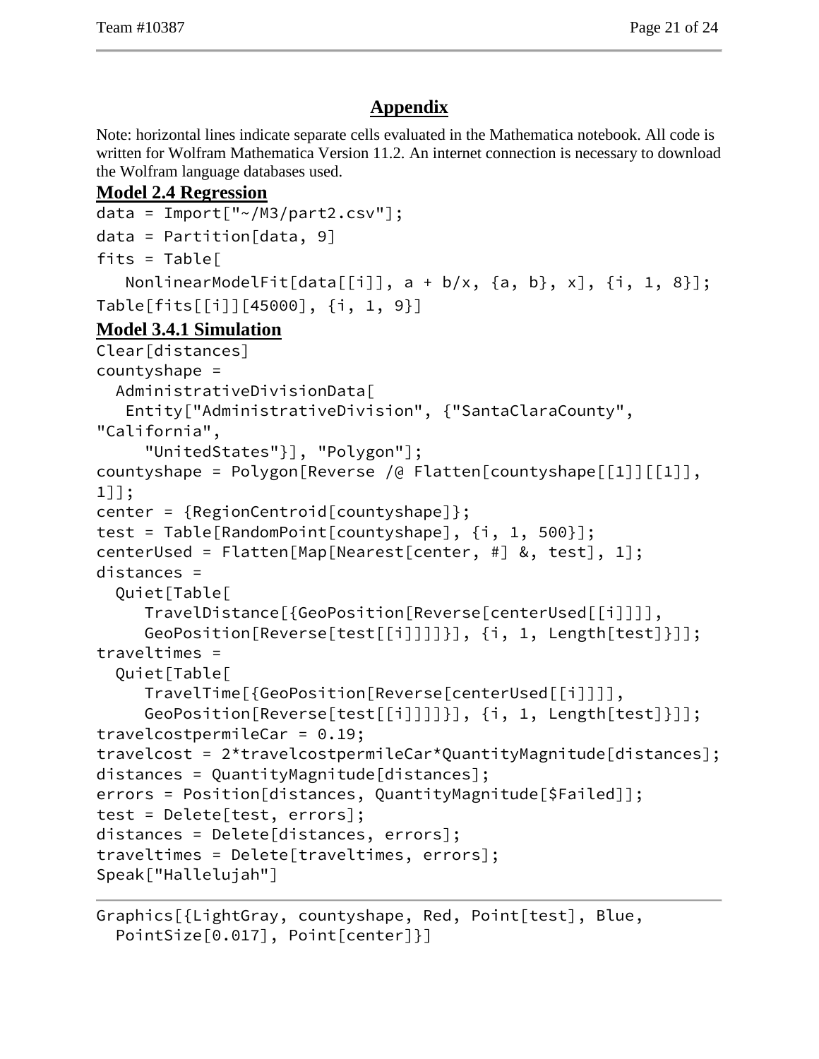# Appendix

Note: horizontal lines indicate separate cells evaluated in the Mathematica notebook. All code is written for Wolfram Mathematica Version 11.2. An internet connection is necessary to download the Wolfram language databases used.

## Model 2.4 Regression

```
data = Import["~/M3/part2.csv"];
data = Partition[data, 9]
fits = Table[
   NonlinearModelFit[data[[i]], a + b/x, {a, b}, x], {i, 1, 8}];
Table[fits[[i]][45000], {i, 1, 9}]
```

## Model 3.4.1 Simulation

```
Clear[distances]
countyshape =
  AdministrativeDivisionData[
   Entity["AdministrativeDivision", {"SantaClaraCounty",
"California",
     "UnitedStates"}], "Polygon"];
countyshape = Polygon[Reverse /@ Flatten[countyshape[[1]][[1]],
1]];
center = {RegionCentroid[countyshape]};
test = Table[RandomPoint[countyshape], {i, 1, 500}];
centerUsed = Flatten[Map[Nearest[center, #] &, test], 1];
distances =
  Quiet[Table[
     TravelDistance[{GeoPosition[Reverse[centerUsed[[i]]]],
     GeoPosition[Reverse[test[[i]]]]}], {i, 1, Length[test]}]];
traveltimes =
  Quiet[Table[
     TravelTime[{GeoPosition[Reverse[centerUsed[[i]]]],
     GeoPosition[Reverse[test[[i]]]]}], {i, 1, Length[test]}]];
travelcostpermileCar = 0.19;
travelcost = 2*travelcostpermileCar*QuantityMagnitude[distances];
distances = QuantityMagnitude[distances];
errors = Position[distances, QuantityMagnitude[$Failed]];
test = Delete[test, errors];
distances = Delete[distances, errors];
traveltimes = Delete[traveltimes, errors];
Speak["Hallelujah"]
```

---

```
Graphics[{LightGray, countyshape, Red, Point[test], Blue,
  PointSize[0.017], Point[center]}]
```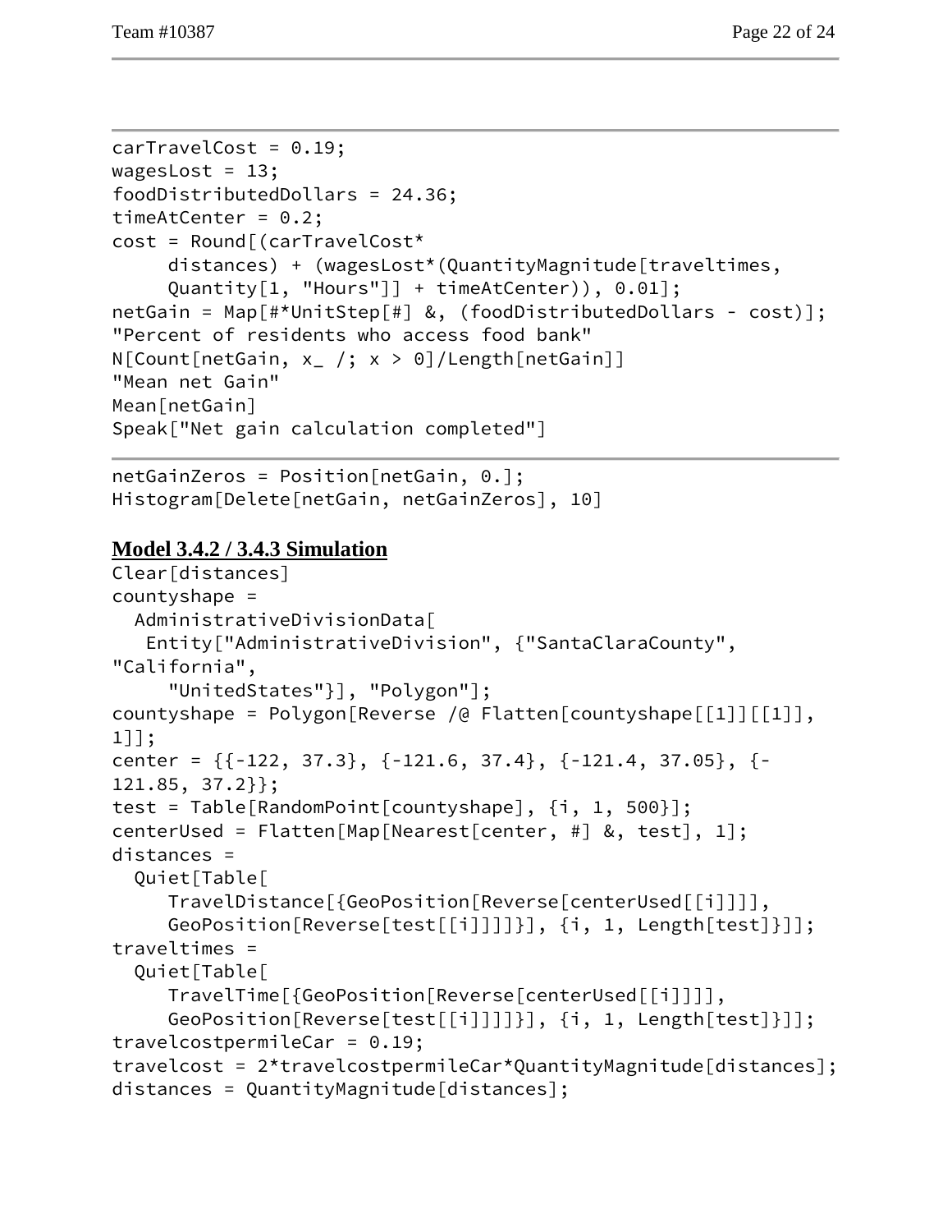```
carTravelCost = 0.19;
wagesLost = 13;
foodDistributedDollars = 24.36;
timeAtCenter = 0.2;
cost = Round[(carTravelCost*
     distances) + (wagesLost*(QuantityMagnitude[traveltimes,
     Quantity[1, "Hours"]] + timeAtCenter)), 0.01];
netGain = Map[#*UnitStep[#] &, (foodDistributedDollars - cost)];
"Percent of residents who access food bank"
N[Count[netGain, x_ /; x > 0]/Length[netGain]]
"Mean net Gain"
Mean[netGain]
Speak["Net gain calculation completed"]
```

```
netGainZeros = Position[netGain, 0.];
Histogram[Delete[netGain, netGainZeros], 10]
```

**Model 3.4.2 / 3.4.3 Simulation**

```
Clear[distances]
countyshape =
  AdministrativeDivisionData[
   Entity["AdministrativeDivision", {"SantaClaraCounty",
"California",
     "UnitedStates"}], "Polygon"];
countyshape = Polygon[Reverse /@ Flatten[countyshape[[1]][[1]],
1]];
center = {{-122, 37.3}, {-121.6, 37.4}, {-121.4, 37.05}, {-
121.85, 37.2}};
test = Table[RandomPoint[countyshape], {i, 1, 500}];
centerUsed = Flatten[Map[Nearest[center, #] &, test], 1];
distances =
  Quiet[Table[
     TravelDistance[{GeoPosition[Reverse[centerUsed[[i]]]],
     GeoPosition[Reverse[test[[i]]]]}], {i, 1, Length[test]}]];
traveltimes =
  Quiet[Table[
     TravelTime[{GeoPosition[Reverse[centerUsed[[i]]]],
     GeoPosition[Reverse[test[[i]]]]}], {i, 1, Length[test]}]];
travelcostpermileCar = 0.19;
travelcost = 2*travelcostpermileCar*QuantityMagnitude[distances];
distances = QuantityMagnitude[distances];
```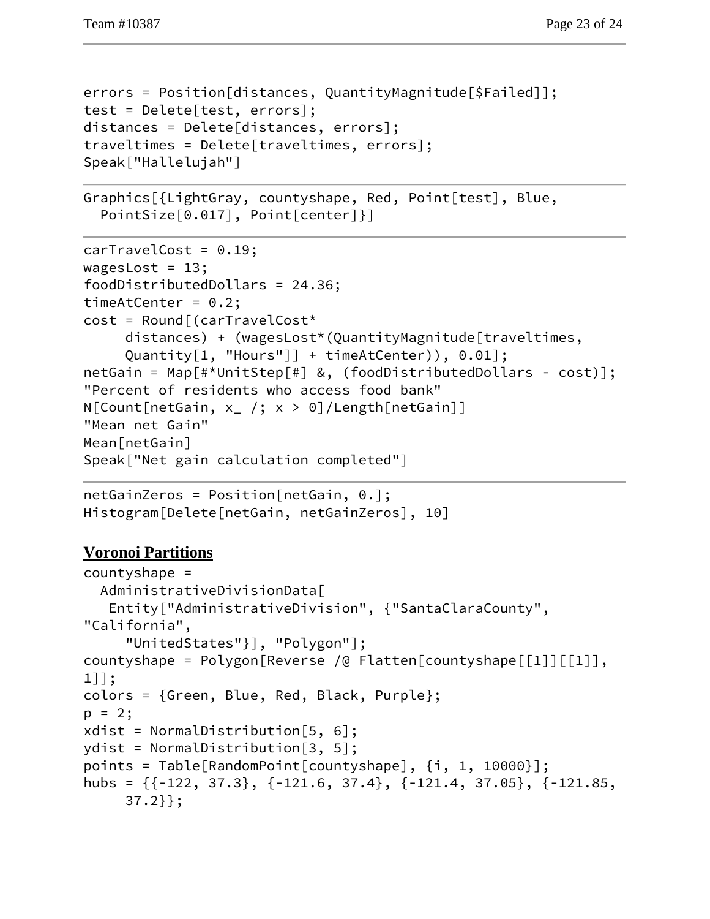```
errors = Position[distances, QuantityMagnitude[$Failed]];
test = Delete[test, errors];
distances = Delete[distances, errors];
traveltimes = Delete[traveltimes, errors];
Speak["Hallelujah"]
```

```
Graphics[{LightGray, countyshape, Red, Point[test], Blue,
  PointSize[0.017], Point[center]}]
```

```
carTravelCost = 0.19;
wagesLost = 13;
foodDistributedDollars = 24.36;
timeAtCenter = 0.2;
cost = Round[(carTravelCost*
     distances) + (wagesLost*(QuantityMagnitude[traveltimes,
     Quantity[1, "Hours"]] + timeAtCenter)), 0.01];
netGain = Map[#*UnitStep[#] &, (foodDistributedDollars - cost)];
"Percent of residents who access food bank"
N[Count[netGain, x_ /; x > 0]/Length[netGain]]
"Mean net Gain"
Mean[netGain]
Speak["Net gain calculation completed"]
```

```
netGainZeros = Position[netGain, 0.];
Histogram[Delete[netGain, netGainZeros], 10]
```

## Voronoi Partitions

```
countyshape =
  AdministrativeDivisionData[
   Entity["AdministrativeDivision", {"SantaClaraCounty",
"California",
     "UnitedStates"}], "Polygon"];
countyshape = Polygon[Reverse /@ Flatten[countyshape[[1]][[1]],
1]];
colors = {Green, Blue, Red, Black, Purple};
p = 2;
xdist = NormalDistribution[5, 6];
ydist = NormalDistribution[3, 5];
points = Table[RandomPoint[countyshape], {i, 1, 10000}];
hubs = {{-122, 37.3}, {-121.6, 37.4}, {-121.4, 37.05}, {-121.85,
     37.2}};
```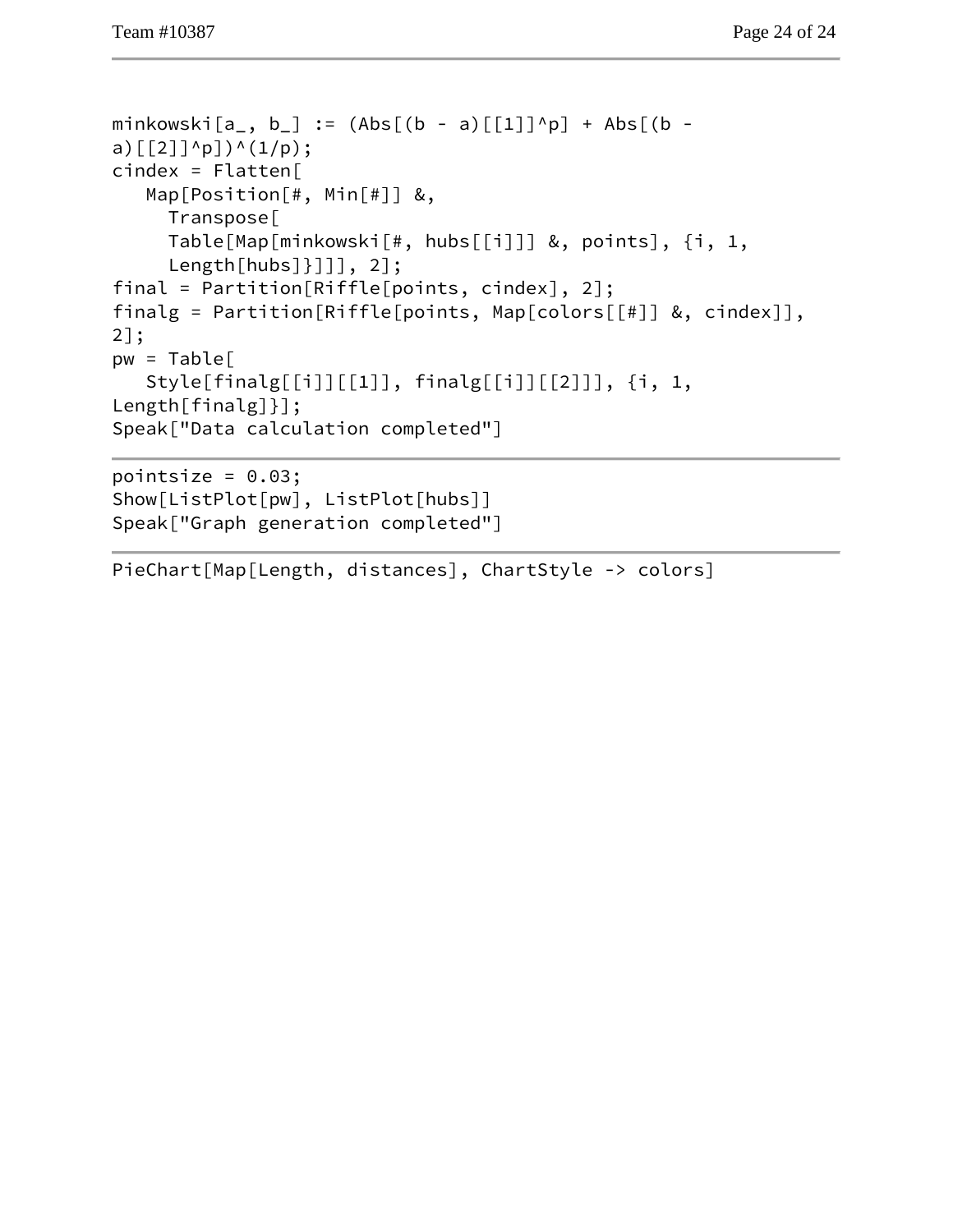```
minkowski[a_, b_] := (Abs[(b - a)[[1]]^p] + Abs[(b -
a)[[2]]^p])^(1/p);
cindex = Flatten[
   Map[Position[#, Min[#]] &,
     Transpose[
     Table[Map[minkowski[#, hubs[[i]]] &, points], {i, 1,
     Length[hubs]}]]]], 2];
final = Partition[Riffle[points, cindex], 2];
finalg = Partition[Riffle[points, Map[colors[[#]] &, cindex]],
2];
pw = Table[
   Style[finalg[[i]][[1]], finalg[[i]][[2]]], {i, 1,
Length[finalg]}];
Speak["Data calculation completed"]
```

---

```
pointsize = 0.03;
Show[ListPlot[pw], ListPlot[hubs]]
Speak["Graph generation completed"]
```

---

```
PieChart[Map[Length, distances], ChartStyle -> colors]
```